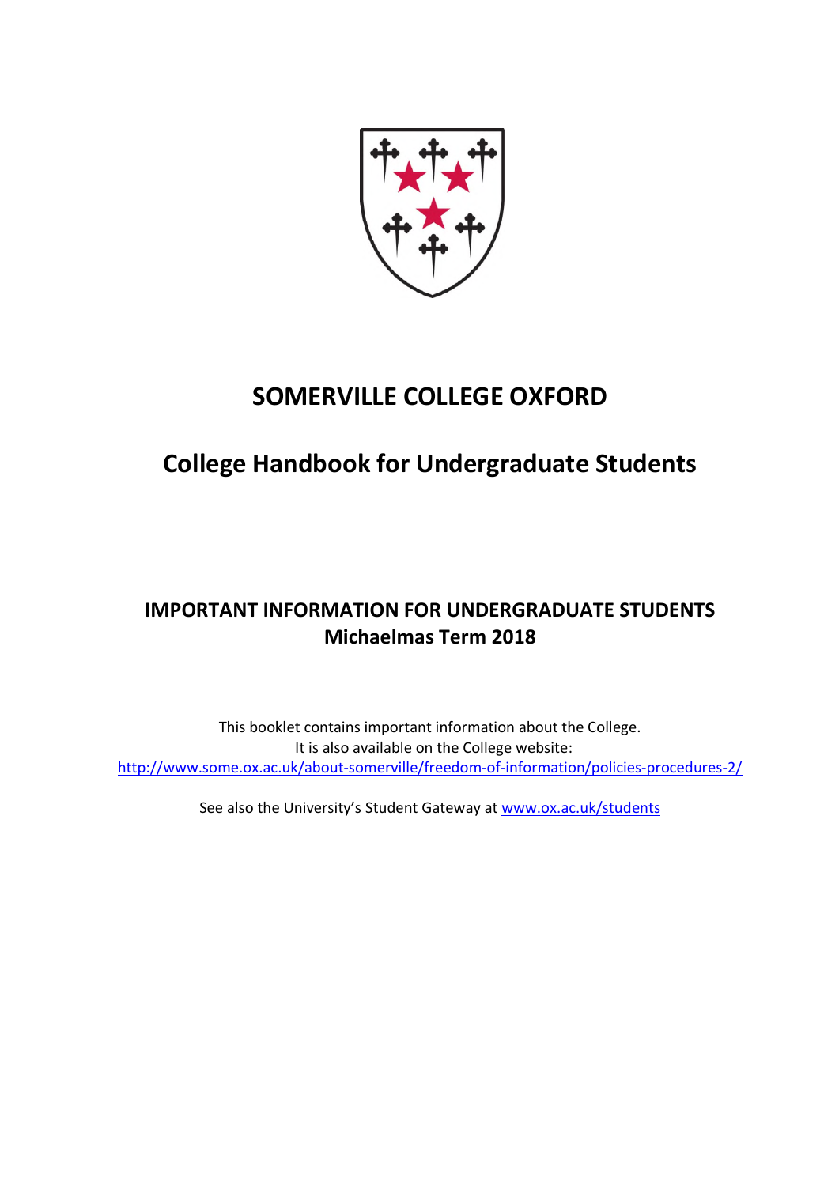# SOMERVILLE COLLEGE OXFORD

## College Handbook for Undergraduate Students

### IMPORTANT INFORMATION FOR UNDERGRADUATE STUDENTS
### Michaelmas Term 2018

This booklet contains important information about the College.
It is also available on the College website:
[http://www.some.ox.ac.uk/about-somerville/freedom-of-information/policies-procedures-2/](http://www.some.ox.ac.uk/about-somerville/freedom-of-information/policies-procedures-2/)

See also the University's Student Gateway at [www.ox.ac.uk/students](www.ox.ac.uk/students)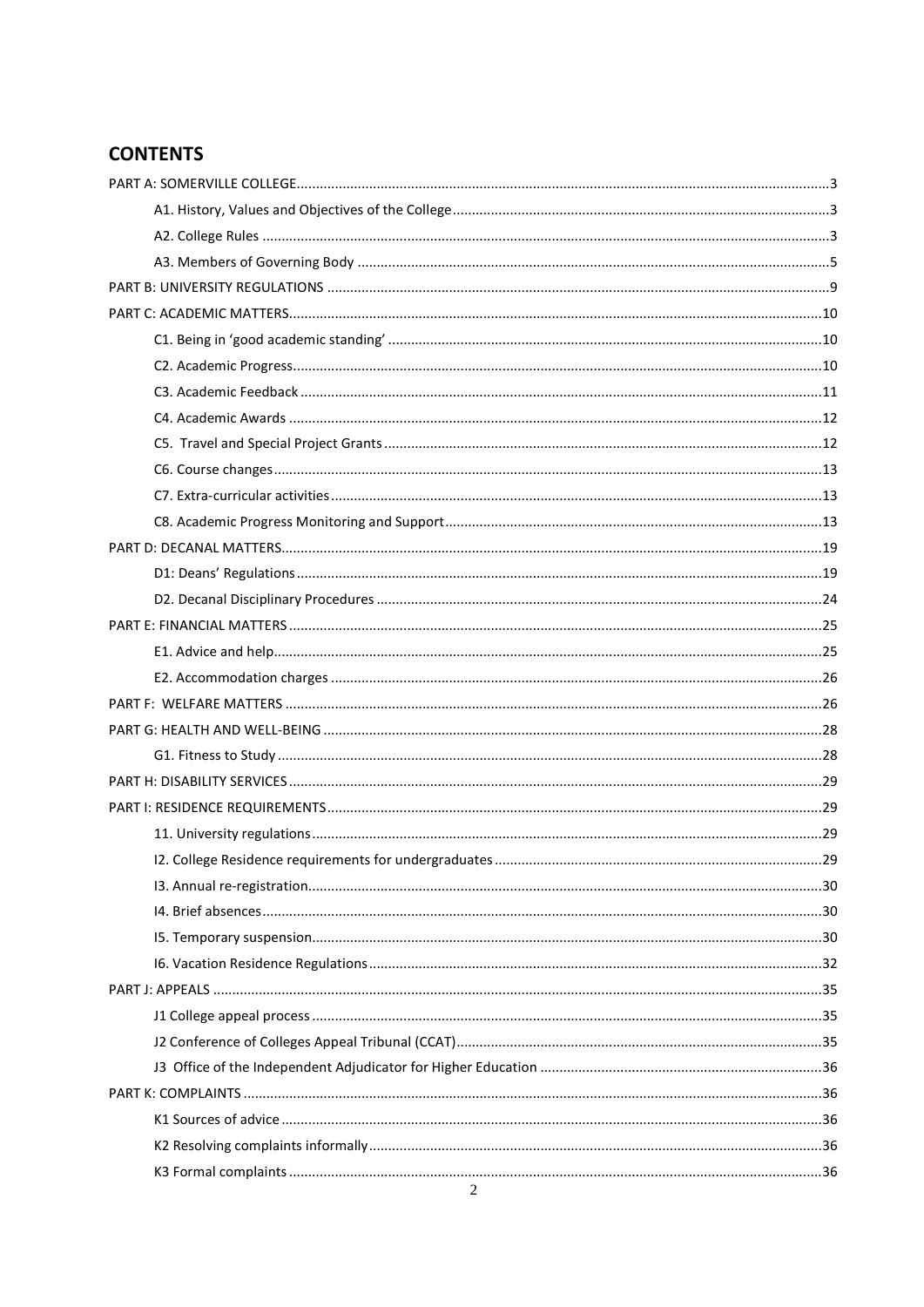## CONTENTS

PART A: SOMERVILLE COLLEGE ....... 3

- A1. History, Values and Objectives of the College ....... 3
- A2. College Rules ....... 3
- A3. Members of Governing Body ....... 5

PART B: UNIVERSITY REGULATIONS ....... 9

PART C: ACADEMIC MATTERS ....... 10

- C1. Being in 'good academic standing' ....... 10
- C2. Academic Progress ....... 10
- C3. Academic Feedback ....... 11
- C4. Academic Awards ....... 12
- C5. Travel and Special Project Grants ....... 12
- C6. Course changes ....... 13
- C7. Extra-curricular activities ....... 13
- C8. Academic Progress Monitoring and Support ....... 13

PART D: DECANAL MATTERS ....... 19

- D1: Deans' Regulations ....... 19
- D2. Decanal Disciplinary Procedures ....... 24

PART E: FINANCIAL MATTERS ....... 25

- E1. Advice and help ....... 25
- E2. Accommodation charges ....... 26

PART F: WELFARE MATTERS ....... 26

PART G: HEALTH AND WELL-BEING ....... 28

- G1. Fitness to Study ....... 28

PART H: DISABILITY SERVICES ....... 29

PART I: RESIDENCE REQUIREMENTS ....... 29

- 11. University regulations ....... 29
- I2. College Residence requirements for undergraduates ....... 29
- I3. Annual re-registration ....... 30
- I4. Brief absences ....... 30
- I5. Temporary suspension ....... 30
- I6. Vacation Residence Regulations ....... 32

PART J: APPEALS ....... 35

- J1 College appeal process ....... 35
- J2 Conference of Colleges Appeal Tribunal (CCAT) ....... 35
- J3 Office of the Independent Adjudicator for Higher Education ....... 36

PART K: COMPLAINTS ....... 36

- K1 Sources of advice ....... 36
- K2 Resolving complaints informally ....... 36
- K3 Formal complaints ....... 36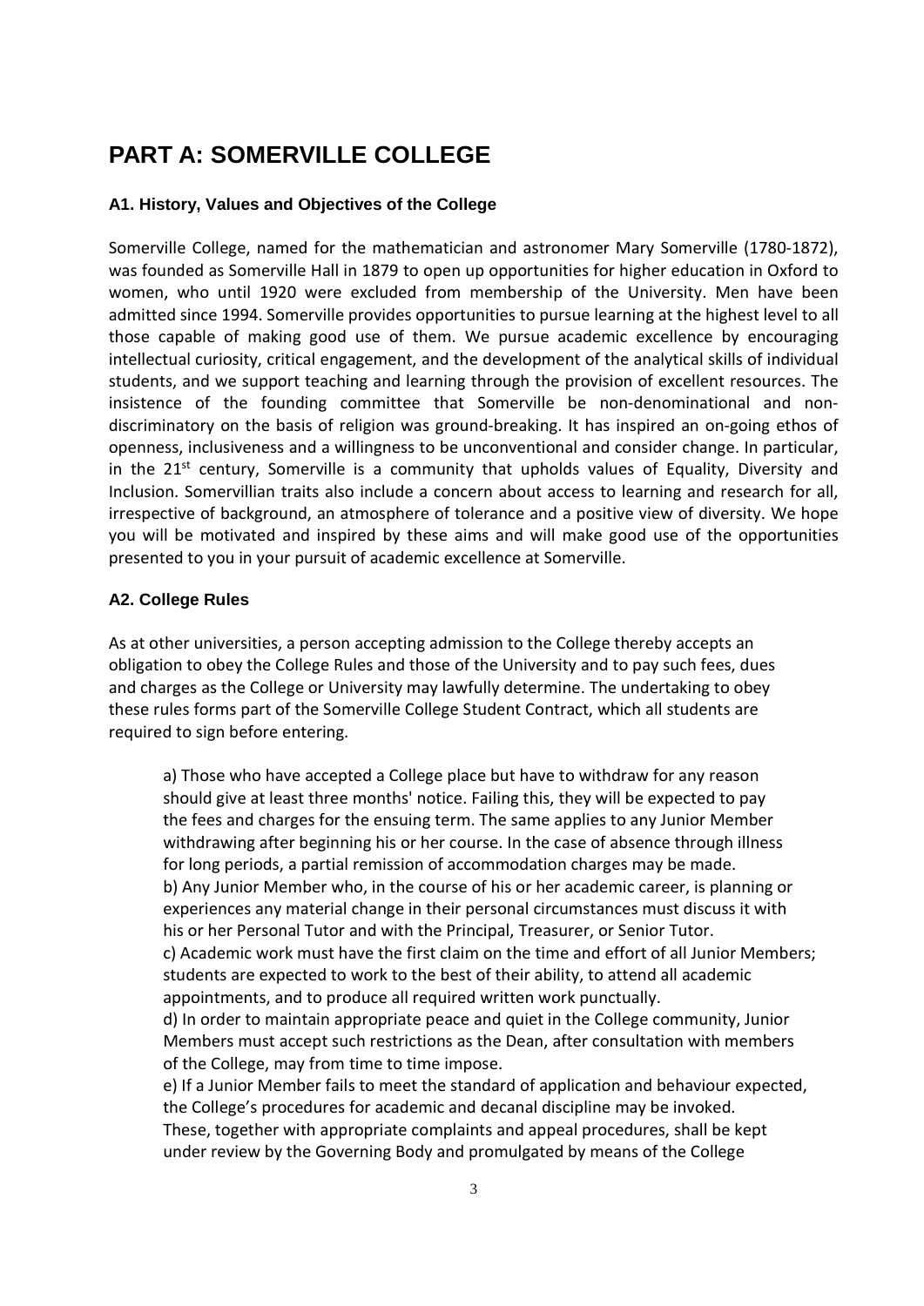# PART A: SOMERVILLE COLLEGE

### A1. History, Values and Objectives of the College

Somerville College, named for the mathematician and astronomer Mary Somerville (1780-1872), was founded as Somerville Hall in 1879 to open up opportunities for higher education in Oxford to women, who until 1920 were excluded from membership of the University. Men have been admitted since 1994. Somerville provides opportunities to pursue learning at the highest level to all those capable of making good use of them. We pursue academic excellence by encouraging intellectual curiosity, critical engagement, and the development of the analytical skills of individual students, and we support teaching and learning through the provision of excellent resources. The insistence of the founding committee that Somerville be non-denominational and non-discriminatory on the basis of religion was ground-breaking. It has inspired an on-going ethos of openness, inclusiveness and a willingness to be unconventional and consider change. In particular, in the 21st century, Somerville is a community that upholds values of Equality, Diversity and Inclusion. Somervillian traits also include a concern about access to learning and research for all, irrespective of background, an atmosphere of tolerance and a positive view of diversity. We hope you will be motivated and inspired by these aims and will make good use of the opportunities presented to you in your pursuit of academic excellence at Somerville.

### A2. College Rules

As at other universities, a person accepting admission to the College thereby accepts an obligation to obey the College Rules and those of the University and to pay such fees, dues and charges as the College or University may lawfully determine. The undertaking to obey these rules forms part of the Somerville College Student Contract, which all students are required to sign before entering.

a) Those who have accepted a College place but have to withdraw for any reason should give at least three months' notice. Failing this, they will be expected to pay the fees and charges for the ensuing term. The same applies to any Junior Member withdrawing after beginning his or her course. In the case of absence through illness for long periods, a partial remission of accommodation charges may be made.
b) Any Junior Member who, in the course of his or her academic career, is planning or experiences any material change in their personal circumstances must discuss it with his or her Personal Tutor and with the Principal, Treasurer, or Senior Tutor.
c) Academic work must have the first claim on the time and effort of all Junior Members; students are expected to work to the best of their ability, to attend all academic appointments, and to produce all required written work punctually.
d) In order to maintain appropriate peace and quiet in the College community, Junior Members must accept such restrictions as the Dean, after consultation with members of the College, may from time to time impose.
e) If a Junior Member fails to meet the standard of application and behaviour expected, the College's procedures for academic and decanal discipline may be invoked. These, together with appropriate complaints and appeal procedures, shall be kept under review by the Governing Body and promulgated by means of the College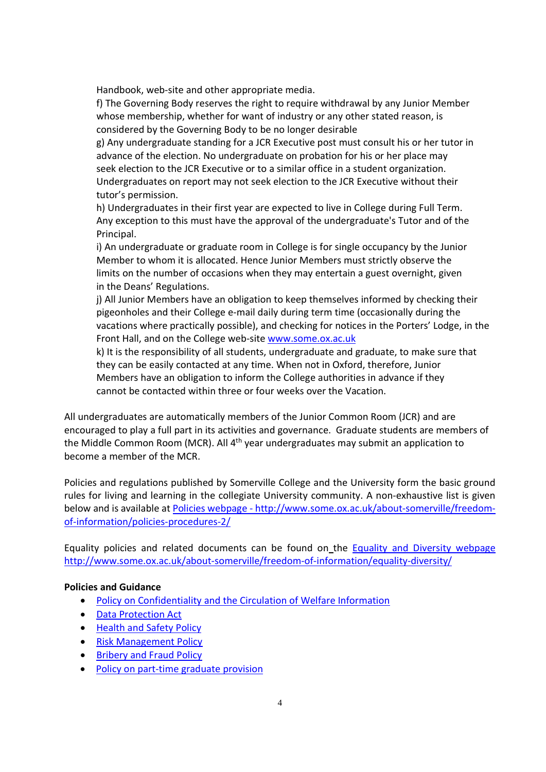Handbook, web-site and other appropriate media.

f) The Governing Body reserves the right to require withdrawal by any Junior Member whose membership, whether for want of industry or any other stated reason, is considered by the Governing Body to be no longer desirable

g) Any undergraduate standing for a JCR Executive post must consult his or her tutor in advance of the election. No undergraduate on probation for his or her place may seek election to the JCR Executive or to a similar office in a student organization. Undergraduates on report may not seek election to the JCR Executive without their tutor's permission.

h) Undergraduates in their first year are expected to live in College during Full Term. Any exception to this must have the approval of the undergraduate's Tutor and of the Principal.

i) An undergraduate or graduate room in College is for single occupancy by the Junior Member to whom it is allocated. Hence Junior Members must strictly observe the limits on the number of occasions when they may entertain a guest overnight, given in the Deans' Regulations.

j) All Junior Members have an obligation to keep themselves informed by checking their pigeonholes and their College e-mail daily during term time (occasionally during the vacations where practically possible), and checking for notices in the Porters' Lodge, in the Front Hall, and on the College web-site [www.some.ox.ac.uk](www.some.ox.ac.uk)

k) It is the responsibility of all students, undergraduate and graduate, to make sure that they can be easily contacted at any time. When not in Oxford, therefore, Junior Members have an obligation to inform the College authorities in advance if they cannot be contacted within three or four weeks over the Vacation.

All undergraduates are automatically members of the Junior Common Room (JCR) and are encouraged to play a full part in its activities and governance. Graduate students are members of the Middle Common Room (MCR). All 4th year undergraduates may submit an application to become a member of the MCR.

Policies and regulations published by Somerville College and the University form the basic ground rules for living and learning in the collegiate University community. A non-exhaustive list is given below and is available at [Policies webpage - http://www.some.ox.ac.uk/about-somerville/freedom-of-information/policies-procedures-2/](http://www.some.ox.ac.uk/about-somerville/freedom-of-information/policies-procedures-2/)

Equality policies and related documents can be found on the [Equality and Diversity webpage http://www.some.ox.ac.uk/about-somerville/freedom-of-information/equality-diversity/](http://www.some.ox.ac.uk/about-somerville/freedom-of-information/equality-diversity/)

**Policies and Guidance**

- Policy on Confidentiality and the Circulation of Welfare Information
- Data Protection Act
- Health and Safety Policy
- Risk Management Policy
- Bribery and Fraud Policy
- Policy on part-time graduate provision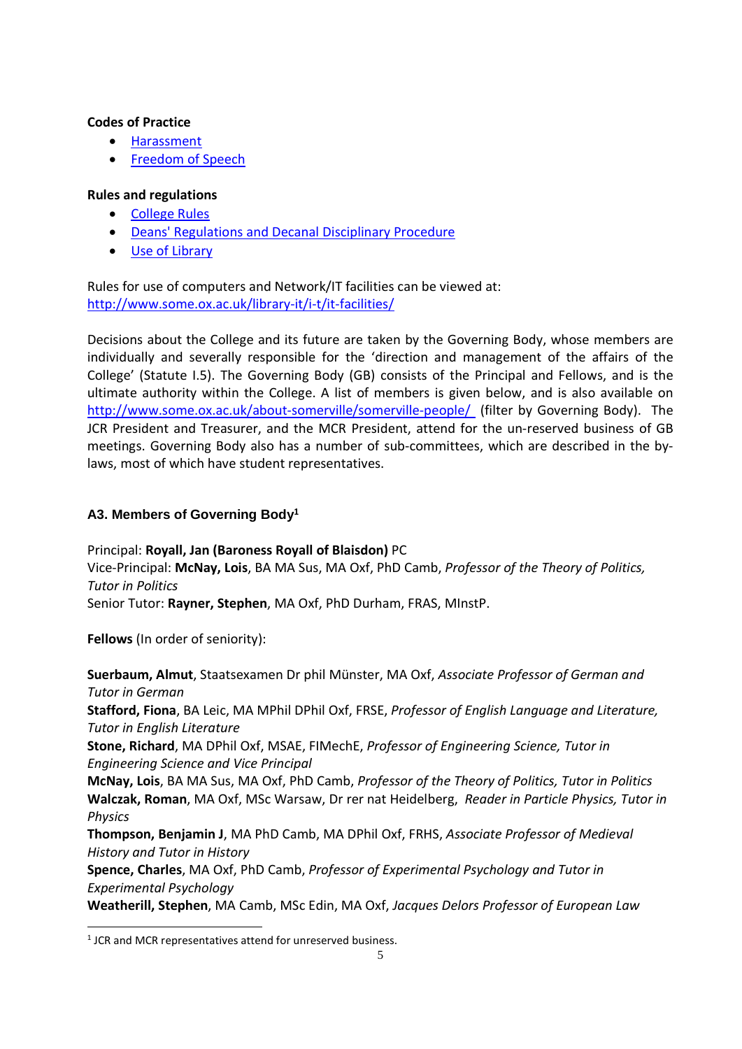**Codes of Practice**

- [Harassment]()
- [Freedom of Speech]()

**Rules and regulations**

- [College Rules]()
- [Deans' Regulations and Decanal Disciplinary Procedure]()
- [Use of Library]()

Rules for use of computers and Network/IT facilities can be viewed at: http://www.some.ox.ac.uk/library-it/i-t/it-facilities/

Decisions about the College and its future are taken by the Governing Body, whose members are individually and severally responsible for the 'direction and management of the affairs of the College' (Statute I.5). The Governing Body (GB) consists of the Principal and Fellows, and is the ultimate authority within the College. A list of members is given below, and is also available on http://www.some.ox.ac.uk/about-somerville/somerville-people/ (filter by Governing Body). The JCR President and Treasurer, and the MCR President, attend for the un-reserved business of GB meetings. Governing Body also has a number of sub-committees, which are described in the by-laws, most of which have student representatives.

### A3. Members of Governing Body[1]

Principal: **Royall, Jan (Baroness Royall of Blaisdon)** PC
Vice-Principal: **McNay, Lois**, BA MA Sus, MA Oxf, PhD Camb, *Professor of the Theory of Politics, Tutor in Politics*
Senior Tutor: **Rayner, Stephen**, MA Oxf, PhD Durham, FRAS, MInstP.

**Fellows** (In order of seniority):

**Suerbaum, Almut**, Staatsexamen Dr phil Münster, MA Oxf, *Associate Professor of German and Tutor in German*
**Stafford, Fiona**, BA Leic, MA MPhil DPhil Oxf, FRSE, *Professor of English Language and Literature, Tutor in English Literature*
**Stone, Richard**, MA DPhil Oxf, MSAE, FIMechE, *Professor of Engineering Science, Tutor in Engineering Science and Vice Principal*
**McNay, Lois**, BA MA Sus, MA Oxf, PhD Camb, *Professor of the Theory of Politics, Tutor in Politics*
**Walczak, Roman**, MA Oxf, MSc Warsaw, Dr rer nat Heidelberg, *Reader in Particle Physics, Tutor in Physics*
**Thompson, Benjamin J**, MA PhD Camb, MA DPhil Oxf, FRHS, *Associate Professor of Medieval History and Tutor in History*
**Spence, Charles**, MA Oxf, PhD Camb, *Professor of Experimental Psychology and Tutor in Experimental Psychology*
**Weatherill, Stephen**, MA Camb, MSc Edin, MA Oxf, *Jacques Delors Professor of European Law*

[1] JCR and MCR representatives attend for unreserved business.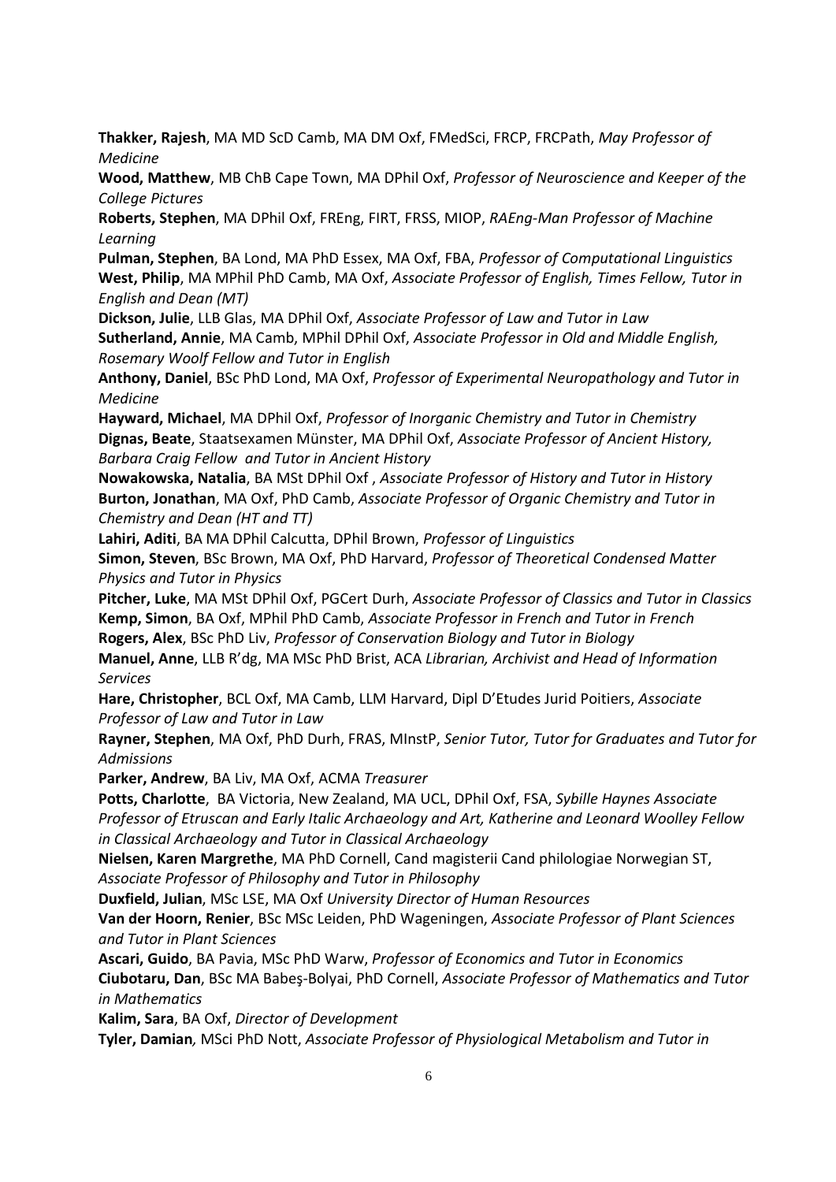**Thakker, Rajesh**, MA MD ScD Camb, MA DM Oxf, FMedSci, FRCP, FRCPath, *May Professor of Medicine*

**Wood, Matthew**, MB ChB Cape Town, MA DPhil Oxf, *Professor of Neuroscience and Keeper of the College Pictures*

**Roberts, Stephen**, MA DPhil Oxf, FREng, FIRT, FRSS, MIOP, *RAEng-Man Professor of Machine Learning*

**Pulman, Stephen**, BA Lond, MA PhD Essex, MA Oxf, FBA, *Professor of Computational Linguistics*

**West, Philip**, MA MPhil PhD Camb, MA Oxf, *Associate Professor of English, Times Fellow, Tutor in English and Dean (MT)*

**Dickson, Julie**, LLB Glas, MA DPhil Oxf, *Associate Professor of Law and Tutor in Law*

**Sutherland, Annie**, MA Camb, MPhil DPhil Oxf, *Associate Professor in Old and Middle English, Rosemary Woolf Fellow and Tutor in English*

**Anthony, Daniel**, BSc PhD Lond, MA Oxf, *Professor of Experimental Neuropathology and Tutor in Medicine*

**Hayward, Michael**, MA DPhil Oxf, *Professor of Inorganic Chemistry and Tutor in Chemistry*

**Dignas, Beate**, Staatsexamen Münster, MA DPhil Oxf, *Associate Professor of Ancient History, Barbara Craig Fellow and Tutor in Ancient History*

**Nowakowska, Natalia**, BA MSt DPhil Oxf , *Associate Professor of History and Tutor in History*

**Burton, Jonathan**, MA Oxf, PhD Camb, *Associate Professor of Organic Chemistry and Tutor in Chemistry and Dean (HT and TT)*

**Lahiri, Aditi**, BA MA DPhil Calcutta, DPhil Brown, *Professor of Linguistics*

**Simon, Steven**, BSc Brown, MA Oxf, PhD Harvard, *Professor of Theoretical Condensed Matter Physics and Tutor in Physics*

**Pitcher, Luke**, MA MSt DPhil Oxf, PGCert Durh, *Associate Professor of Classics and Tutor in Classics*

**Kemp, Simon**, BA Oxf, MPhil PhD Camb, *Associate Professor in French and Tutor in French*

**Rogers, Alex**, BSc PhD Liv, *Professor of Conservation Biology and Tutor in Biology*

**Manuel, Anne**, LLB R'dg, MA MSc PhD Brist, ACA *Librarian, Archivist and Head of Information Services*

**Hare, Christopher**, BCL Oxf, MA Camb, LLM Harvard, Dipl D'Etudes Jurid Poitiers, *Associate Professor of Law and Tutor in Law*

**Rayner, Stephen**, MA Oxf, PhD Durh, FRAS, MInstP, *Senior Tutor, Tutor for Graduates and Tutor for Admissions*

**Parker, Andrew**, BA Liv, MA Oxf, ACMA *Treasurer*

**Potts, Charlotte**, BA Victoria, New Zealand, MA UCL, DPhil Oxf, FSA, *Sybille Haynes Associate Professor of Etruscan and Early Italic Archaeology and Art, Katherine and Leonard Woolley Fellow in Classical Archaeology and Tutor in Classical Archaeology*

**Nielsen, Karen Margrethe**, MA PhD Cornell, Cand magisterii Cand philologiae Norwegian ST, *Associate Professor of Philosophy and Tutor in Philosophy*

**Duxfield, Julian**, MSc LSE, MA Oxf *University Director of Human Resources*

**Van der Hoorn, Renier**, BSc MSc Leiden, PhD Wageningen, *Associate Professor of Plant Sciences and Tutor in Plant Sciences*

**Ascari, Guido**, BA Pavia, MSc PhD Warw, *Professor of Economics and Tutor in Economics*

**Ciubotaru, Dan**, BSc MA Babeş-Bolyai, PhD Cornell, *Associate Professor of Mathematics and Tutor in Mathematics*

**Kalim, Sara**, BA Oxf, *Director of Development*

**Tyler, Damian**, MSci PhD Nott, *Associate Professor of Physiological Metabolism and Tutor in*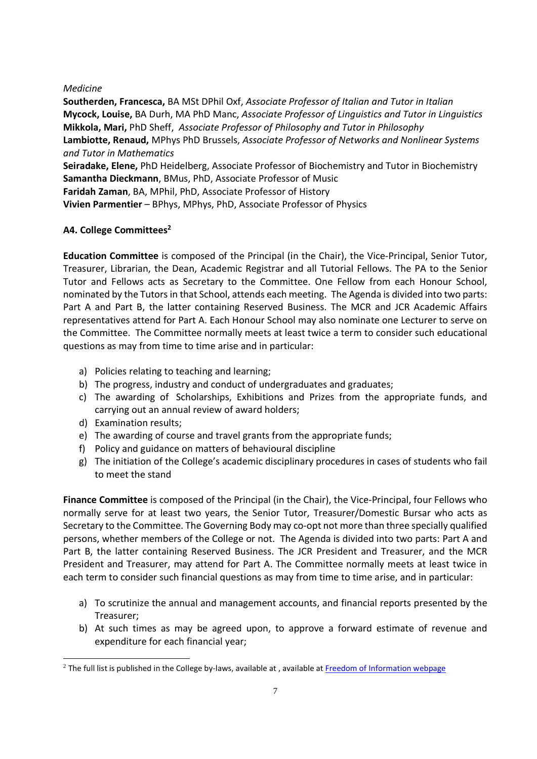*Medicine*

**Southerden, Francesca,** BA MSt DPhil Oxf, *Associate Professor of Italian and Tutor in Italian*
**Mycock, Louise,** BA Durh, MA PhD Manc, *Associate Professor of Linguistics and Tutor in Linguistics*
**Mikkola, Mari,** PhD Sheff, *Associate Professor of Philosophy and Tutor in Philosophy*
**Lambiotte, Renaud,** MPhys PhD Brussels, *Associate Professor of Networks and Nonlinear Systems and Tutor in Mathematics*
**Seiradake, Elene,** PhD Heidelberg, Associate Professor of Biochemistry and Tutor in Biochemistry
**Samantha Dieckmann**, BMus, PhD, Associate Professor of Music
**Faridah Zaman**, BA, MPhil, PhD, Associate Professor of History
**Vivien Parmentier** – BPhys, MPhys, PhD, Associate Professor of Physics

### A4. College Committees[2]

**Education Committee** is composed of the Principal (in the Chair), the Vice-Principal, Senior Tutor, Treasurer, Librarian, the Dean, Academic Registrar and all Tutorial Fellows. The PA to the Senior Tutor and Fellows acts as Secretary to the Committee. One Fellow from each Honour School, nominated by the Tutors in that School, attends each meeting. The Agenda is divided into two parts: Part A and Part B, the latter containing Reserved Business. The MCR and JCR Academic Affairs representatives attend for Part A. Each Honour School may also nominate one Lecturer to serve on the Committee. The Committee normally meets at least twice a term to consider such educational questions as may from time to time arise and in particular:

a) Policies relating to teaching and learning;
b) The progress, industry and conduct of undergraduates and graduates;
c) The awarding of Scholarships, Exhibitions and Prizes from the appropriate funds, and carrying out an annual review of award holders;
d) Examination results;
e) The awarding of course and travel grants from the appropriate funds;
f) Policy and guidance on matters of behavioural discipline
g) The initiation of the College's academic disciplinary procedures in cases of students who fail to meet the stand

**Finance Committee** is composed of the Principal (in the Chair), the Vice-Principal, four Fellows who normally serve for at least two years, the Senior Tutor, Treasurer/Domestic Bursar who acts as Secretary to the Committee. The Governing Body may co-opt not more than three specially qualified persons, whether members of the College or not. The Agenda is divided into two parts: Part A and Part B, the latter containing Reserved Business. The JCR President and Treasurer, and the MCR President and Treasurer, may attend for Part A. The Committee normally meets at least twice in each term to consider such financial questions as may from time to time arise, and in particular:

a) To scrutinize the annual and management accounts, and financial reports presented by the Treasurer;
b) At such times as may be agreed upon, to approve a forward estimate of revenue and expenditure for each financial year;

---

[2] The full list is published in the College by-laws, available at , available at Freedom of Information webpage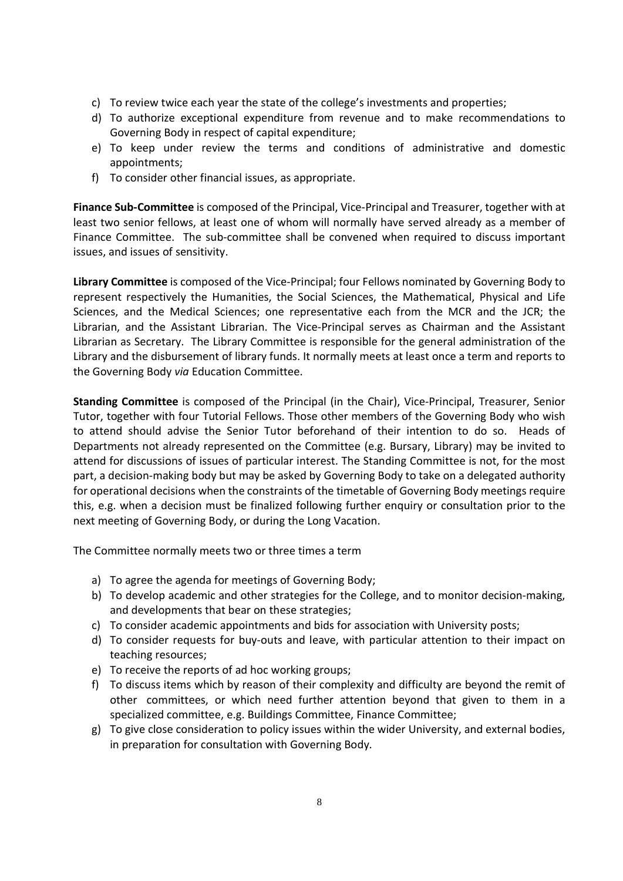c) To review twice each year the state of the college's investments and properties;
d) To authorize exceptional expenditure from revenue and to make recommendations to Governing Body in respect of capital expenditure;
e) To keep under review the terms and conditions of administrative and domestic appointments;
f) To consider other financial issues, as appropriate.

**Finance Sub-Committee** is composed of the Principal, Vice-Principal and Treasurer, together with at least two senior fellows, at least one of whom will normally have served already as a member of Finance Committee. The sub-committee shall be convened when required to discuss important issues, and issues of sensitivity.

**Library Committee** is composed of the Vice-Principal; four Fellows nominated by Governing Body to represent respectively the Humanities, the Social Sciences, the Mathematical, Physical and Life Sciences, and the Medical Sciences; one representative each from the MCR and the JCR; the Librarian, and the Assistant Librarian. The Vice-Principal serves as Chairman and the Assistant Librarian as Secretary. The Library Committee is responsible for the general administration of the Library and the disbursement of library funds. It normally meets at least once a term and reports to the Governing Body *via* Education Committee.

**Standing Committee** is composed of the Principal (in the Chair), Vice-Principal, Treasurer, Senior Tutor, together with four Tutorial Fellows. Those other members of the Governing Body who wish to attend should advise the Senior Tutor beforehand of their intention to do so. Heads of Departments not already represented on the Committee (e.g. Bursary, Library) may be invited to attend for discussions of issues of particular interest. The Standing Committee is not, for the most part, a decision-making body but may be asked by Governing Body to take on a delegated authority for operational decisions when the constraints of the timetable of Governing Body meetings require this, e.g. when a decision must be finalized following further enquiry or consultation prior to the next meeting of Governing Body, or during the Long Vacation.

The Committee normally meets two or three times a term

a) To agree the agenda for meetings of Governing Body;
b) To develop academic and other strategies for the College, and to monitor decision-making, and developments that bear on these strategies;
c) To consider academic appointments and bids for association with University posts;
d) To consider requests for buy-outs and leave, with particular attention to their impact on teaching resources;
e) To receive the reports of ad hoc working groups;
f) To discuss items which by reason of their complexity and difficulty are beyond the remit of other committees, or which need further attention beyond that given to them in a specialized committee, e.g. Buildings Committee, Finance Committee;
g) To give close consideration to policy issues within the wider University, and external bodies, in preparation for consultation with Governing Body.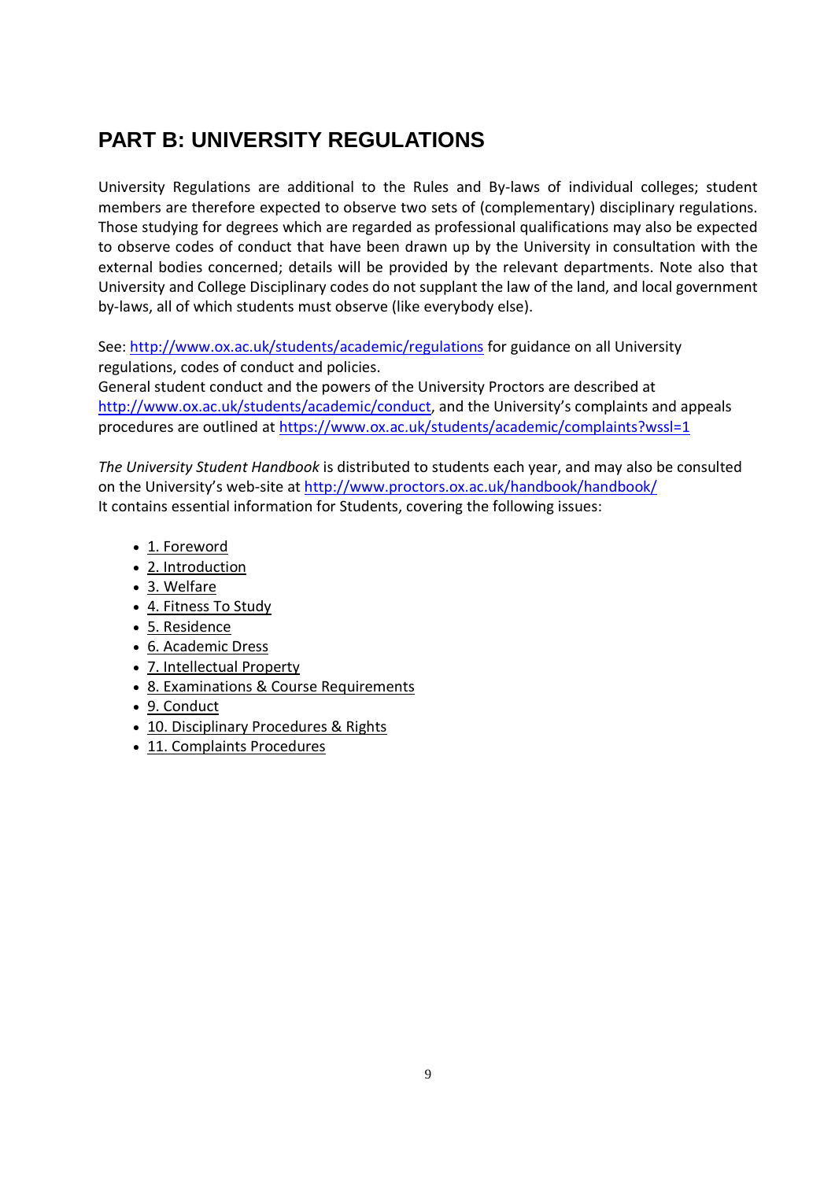# PART B: UNIVERSITY REGULATIONS

University Regulations are additional to the Rules and By-laws of individual colleges; student members are therefore expected to observe two sets of (complementary) disciplinary regulations. Those studying for degrees which are regarded as professional qualifications may also be expected to observe codes of conduct that have been drawn up by the University in consultation with the external bodies concerned; details will be provided by the relevant departments. Note also that University and College Disciplinary codes do not supplant the law of the land, and local government by-laws, all of which students must observe (like everybody else).

See: http://www.ox.ac.uk/students/academic/regulations for guidance on all University regulations, codes of conduct and policies.
General student conduct and the powers of the University Proctors are described at http://www.ox.ac.uk/students/academic/conduct, and the University's complaints and appeals procedures are outlined at https://www.ox.ac.uk/students/academic/complaints?wssl=1

*The University Student Handbook* is distributed to students each year, and may also be consulted on the University's web-site at http://www.proctors.ox.ac.uk/handbook/handbook/
It contains essential information for Students, covering the following issues:

- 1. Foreword
- 2. Introduction
- 3. Welfare
- 4. Fitness To Study
- 5. Residence
- 6. Academic Dress
- 7. Intellectual Property
- 8. Examinations & Course Requirements
- 9. Conduct
- 10. Disciplinary Procedures & Rights
- 11. Complaints Procedures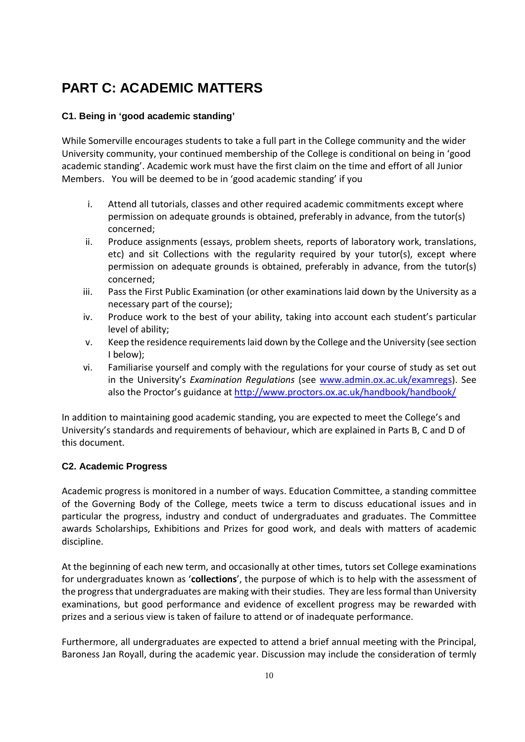# PART C: ACADEMIC MATTERS

### C1. Being in 'good academic standing'

While Somerville encourages students to take a full part in the College community and the wider University community, your continued membership of the College is conditional on being in 'good academic standing'. Academic work must have the first claim on the time and effort of all Junior Members. You will be deemed to be in 'good academic standing' if you

i. Attend all tutorials, classes and other required academic commitments except where permission on adequate grounds is obtained, preferably in advance, from the tutor(s) concerned;
ii. Produce assignments (essays, problem sheets, reports of laboratory work, translations, etc) and sit Collections with the regularity required by your tutor(s), except where permission on adequate grounds is obtained, preferably in advance, from the tutor(s) concerned;
iii. Pass the First Public Examination (or other examinations laid down by the University as a necessary part of the course);
iv. Produce work to the best of your ability, taking into account each student's particular level of ability;
v. Keep the residence requirements laid down by the College and the University (see section I below);
vi. Familiarise yourself and comply with the regulations for your course of study as set out in the University's *Examination Regulations* (see www.admin.ox.ac.uk/examregs). See also the Proctor's guidance at http://www.proctors.ox.ac.uk/handbook/handbook/

In addition to maintaining good academic standing, you are expected to meet the College's and University's standards and requirements of behaviour, which are explained in Parts B, C and D of this document.

### C2. Academic Progress

Academic progress is monitored in a number of ways. Education Committee, a standing committee of the Governing Body of the College, meets twice a term to discuss educational issues and in particular the progress, industry and conduct of undergraduates and graduates. The Committee awards Scholarships, Exhibitions and Prizes for good work, and deals with matters of academic discipline.

At the beginning of each new term, and occasionally at other times, tutors set College examinations for undergraduates known as '**collections**', the purpose of which is to help with the assessment of the progress that undergraduates are making with their studies. They are less formal than University examinations, but good performance and evidence of excellent progress may be rewarded with prizes and a serious view is taken of failure to attend or of inadequate performance.

Furthermore, all undergraduates are expected to attend a brief annual meeting with the Principal, Baroness Jan Royall, during the academic year. Discussion may include the consideration of termly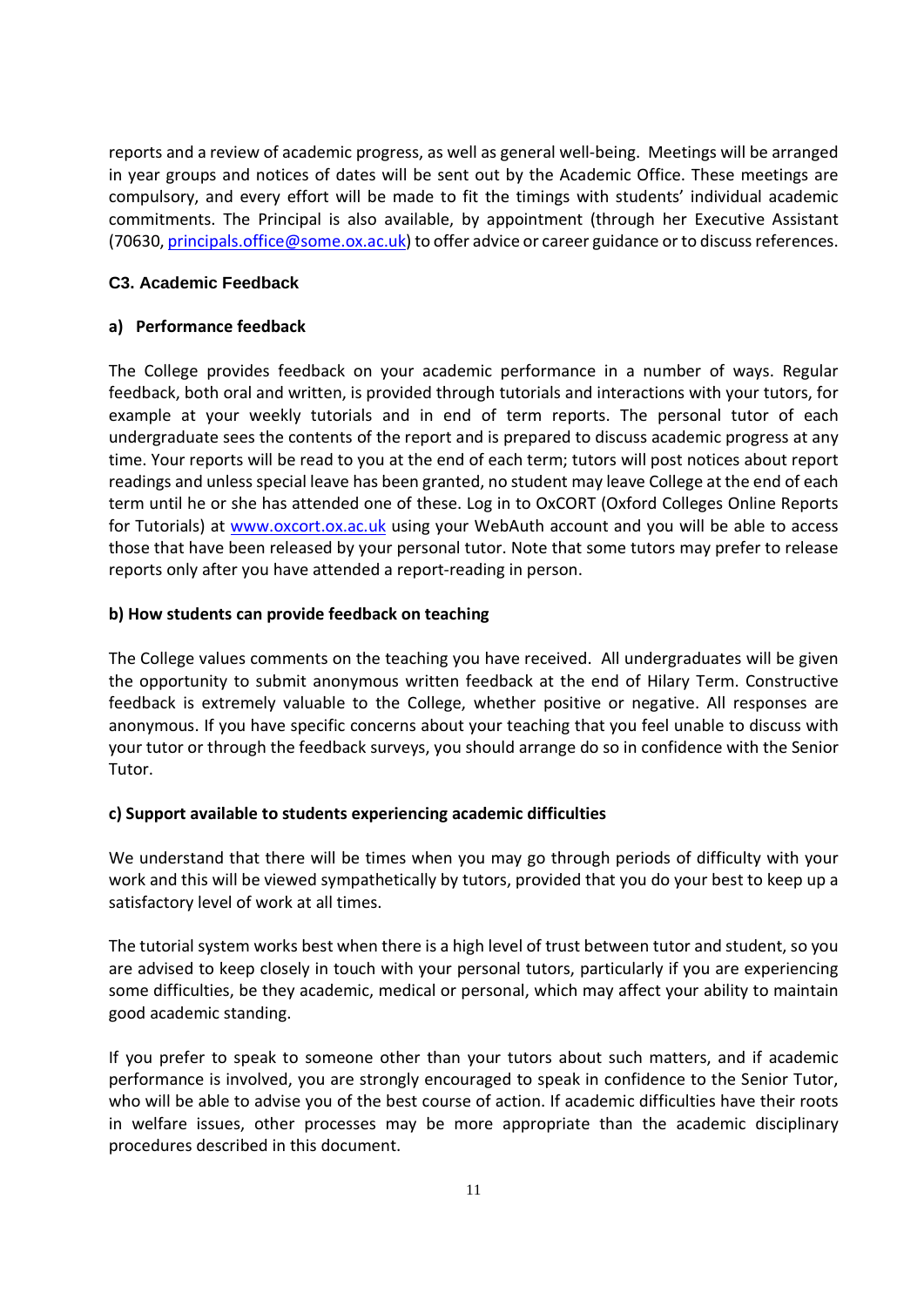reports and a review of academic progress, as well as general well-being. Meetings will be arranged in year groups and notices of dates will be sent out by the Academic Office. These meetings are compulsory, and every effort will be made to fit the timings with students' individual academic commitments. The Principal is also available, by appointment (through her Executive Assistant (70630, principals.office@some.ox.ac.uk) to offer advice or career guidance or to discuss references.

### C3. Academic Feedback

#### a) Performance feedback

The College provides feedback on your academic performance in a number of ways. Regular feedback, both oral and written, is provided through tutorials and interactions with your tutors, for example at your weekly tutorials and in end of term reports. The personal tutor of each undergraduate sees the contents of the report and is prepared to discuss academic progress at any time. Your reports will be read to you at the end of each term; tutors will post notices about report readings and unless special leave has been granted, no student may leave College at the end of each term until he or she has attended one of these. Log in to OxCORT (Oxford Colleges Online Reports for Tutorials) at www.oxcort.ox.ac.uk using your WebAuth account and you will be able to access those that have been released by your personal tutor. Note that some tutors may prefer to release reports only after you have attended a report-reading in person.

#### b) How students can provide feedback on teaching

The College values comments on the teaching you have received. All undergraduates will be given the opportunity to submit anonymous written feedback at the end of Hilary Term. Constructive feedback is extremely valuable to the College, whether positive or negative. All responses are anonymous. If you have specific concerns about your teaching that you feel unable to discuss with your tutor or through the feedback surveys, you should arrange do so in confidence with the Senior Tutor.

#### c) Support available to students experiencing academic difficulties

We understand that there will be times when you may go through periods of difficulty with your work and this will be viewed sympathetically by tutors, provided that you do your best to keep up a satisfactory level of work at all times.

The tutorial system works best when there is a high level of trust between tutor and student, so you are advised to keep closely in touch with your personal tutors, particularly if you are experiencing some difficulties, be they academic, medical or personal, which may affect your ability to maintain good academic standing.

If you prefer to speak to someone other than your tutors about such matters, and if academic performance is involved, you are strongly encouraged to speak in confidence to the Senior Tutor, who will be able to advise you of the best course of action. If academic difficulties have their roots in welfare issues, other processes may be more appropriate than the academic disciplinary procedures described in this document.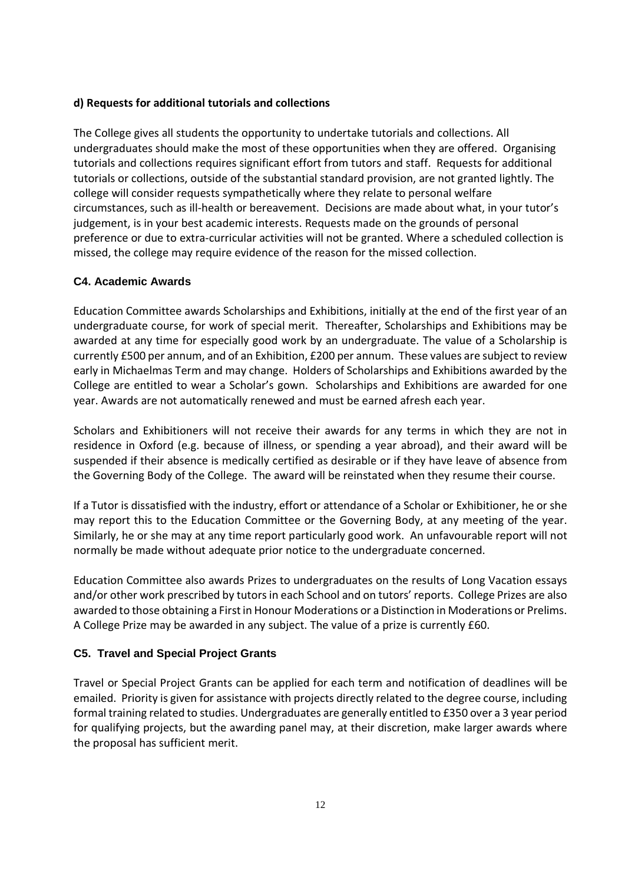#### d) Requests for additional tutorials and collections

The College gives all students the opportunity to undertake tutorials and collections. All undergraduates should make the most of these opportunities when they are offered. Organising tutorials and collections requires significant effort from tutors and staff. Requests for additional tutorials or collections, outside of the substantial standard provision, are not granted lightly. The college will consider requests sympathetically where they relate to personal welfare circumstances, such as ill-health or bereavement. Decisions are made about what, in your tutor's judgement, is in your best academic interests. Requests made on the grounds of personal preference or due to extra-curricular activities will not be granted. Where a scheduled collection is missed, the college may require evidence of the reason for the missed collection.

### C4. Academic Awards

Education Committee awards Scholarships and Exhibitions, initially at the end of the first year of an undergraduate course, for work of special merit. Thereafter, Scholarships and Exhibitions may be awarded at any time for especially good work by an undergraduate. The value of a Scholarship is currently £500 per annum, and of an Exhibition, £200 per annum. These values are subject to review early in Michaelmas Term and may change. Holders of Scholarships and Exhibitions awarded by the College are entitled to wear a Scholar's gown. Scholarships and Exhibitions are awarded for one year. Awards are not automatically renewed and must be earned afresh each year.

Scholars and Exhibitioners will not receive their awards for any terms in which they are not in residence in Oxford (e.g. because of illness, or spending a year abroad), and their award will be suspended if their absence is medically certified as desirable or if they have leave of absence from the Governing Body of the College. The award will be reinstated when they resume their course.

If a Tutor is dissatisfied with the industry, effort or attendance of a Scholar or Exhibitioner, he or she may report this to the Education Committee or the Governing Body, at any meeting of the year. Similarly, he or she may at any time report particularly good work. An unfavourable report will not normally be made without adequate prior notice to the undergraduate concerned.

Education Committee also awards Prizes to undergraduates on the results of Long Vacation essays and/or other work prescribed by tutors in each School and on tutors' reports. College Prizes are also awarded to those obtaining a First in Honour Moderations or a Distinction in Moderations or Prelims. A College Prize may be awarded in any subject. The value of a prize is currently £60.

### C5. Travel and Special Project Grants

Travel or Special Project Grants can be applied for each term and notification of deadlines will be emailed. Priority is given for assistance with projects directly related to the degree course, including formal training related to studies. Undergraduates are generally entitled to £350 over a 3 year period for qualifying projects, but the awarding panel may, at their discretion, make larger awards where the proposal has sufficient merit.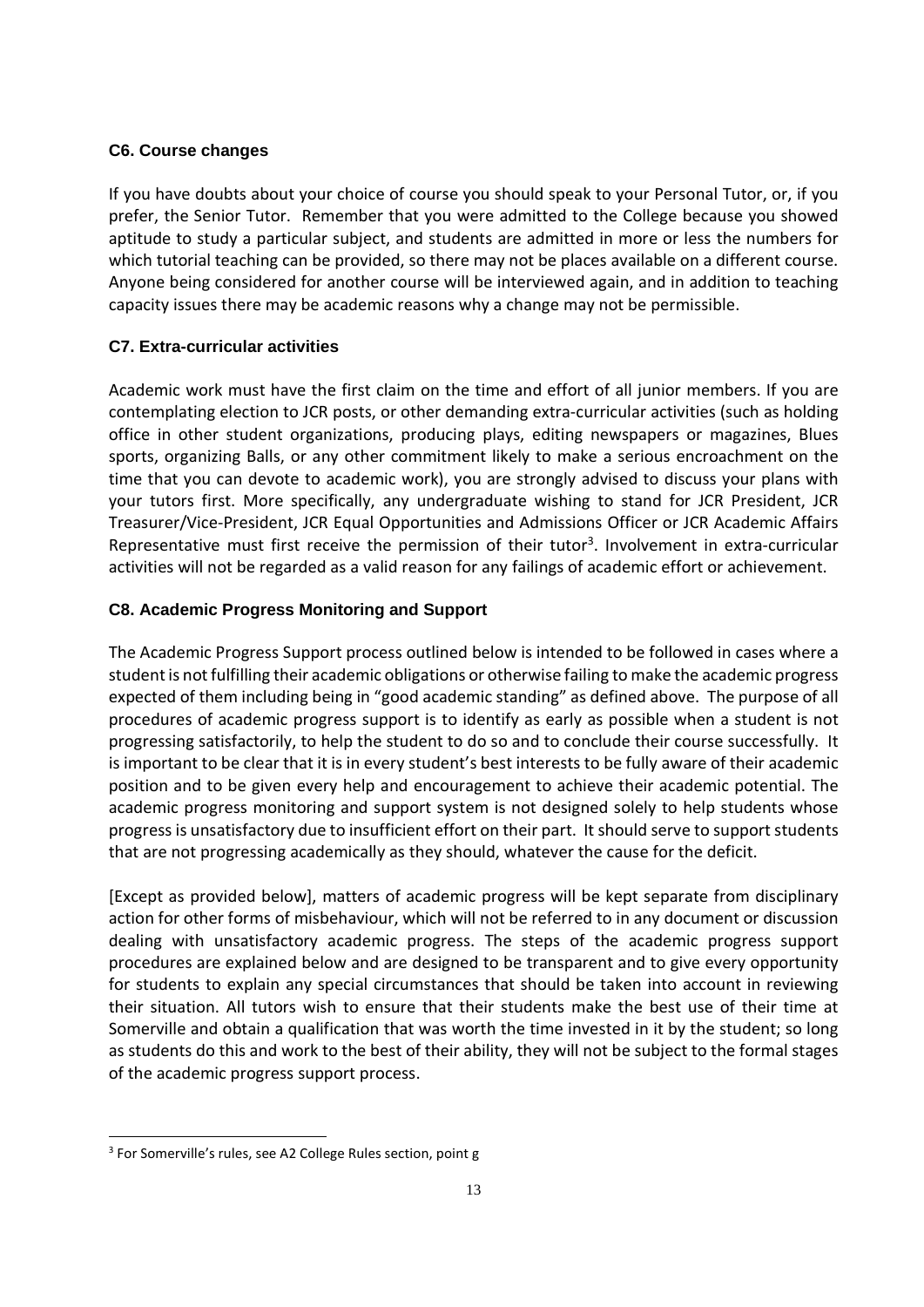### C6. Course changes

If you have doubts about your choice of course you should speak to your Personal Tutor, or, if you prefer, the Senior Tutor. Remember that you were admitted to the College because you showed aptitude to study a particular subject, and students are admitted in more or less the numbers for which tutorial teaching can be provided, so there may not be places available on a different course. Anyone being considered for another course will be interviewed again, and in addition to teaching capacity issues there may be academic reasons why a change may not be permissible.

### C7. Extra-curricular activities

Academic work must have the first claim on the time and effort of all junior members. If you are contemplating election to JCR posts, or other demanding extra-curricular activities (such as holding office in other student organizations, producing plays, editing newspapers or magazines, Blues sports, organizing Balls, or any other commitment likely to make a serious encroachment on the time that you can devote to academic work), you are strongly advised to discuss your plans with your tutors first. More specifically, any undergraduate wishing to stand for JCR President, JCR Treasurer/Vice-President, JCR Equal Opportunities and Admissions Officer or JCR Academic Affairs Representative must first receive the permission of their tutor[3]. Involvement in extra-curricular activities will not be regarded as a valid reason for any failings of academic effort or achievement.

### C8. Academic Progress Monitoring and Support

The Academic Progress Support process outlined below is intended to be followed in cases where a student is not fulfilling their academic obligations or otherwise failing to make the academic progress expected of them including being in "good academic standing" as defined above. The purpose of all procedures of academic progress support is to identify as early as possible when a student is not progressing satisfactorily, to help the student to do so and to conclude their course successfully. It is important to be clear that it is in every student's best interests to be fully aware of their academic position and to be given every help and encouragement to achieve their academic potential. The academic progress monitoring and support system is not designed solely to help students whose progress is unsatisfactory due to insufficient effort on their part. It should serve to support students that are not progressing academically as they should, whatever the cause for the deficit.

[Except as provided below], matters of academic progress will be kept separate from disciplinary action for other forms of misbehaviour, which will not be referred to in any document or discussion dealing with unsatisfactory academic progress. The steps of the academic progress support procedures are explained below and are designed to be transparent and to give every opportunity for students to explain any special circumstances that should be taken into account in reviewing their situation. All tutors wish to ensure that their students make the best use of their time at Somerville and obtain a qualification that was worth the time invested in it by the student; so long as students do this and work to the best of their ability, they will not be subject to the formal stages of the academic progress support process.

[3] For Somerville's rules, see A2 College Rules section, point g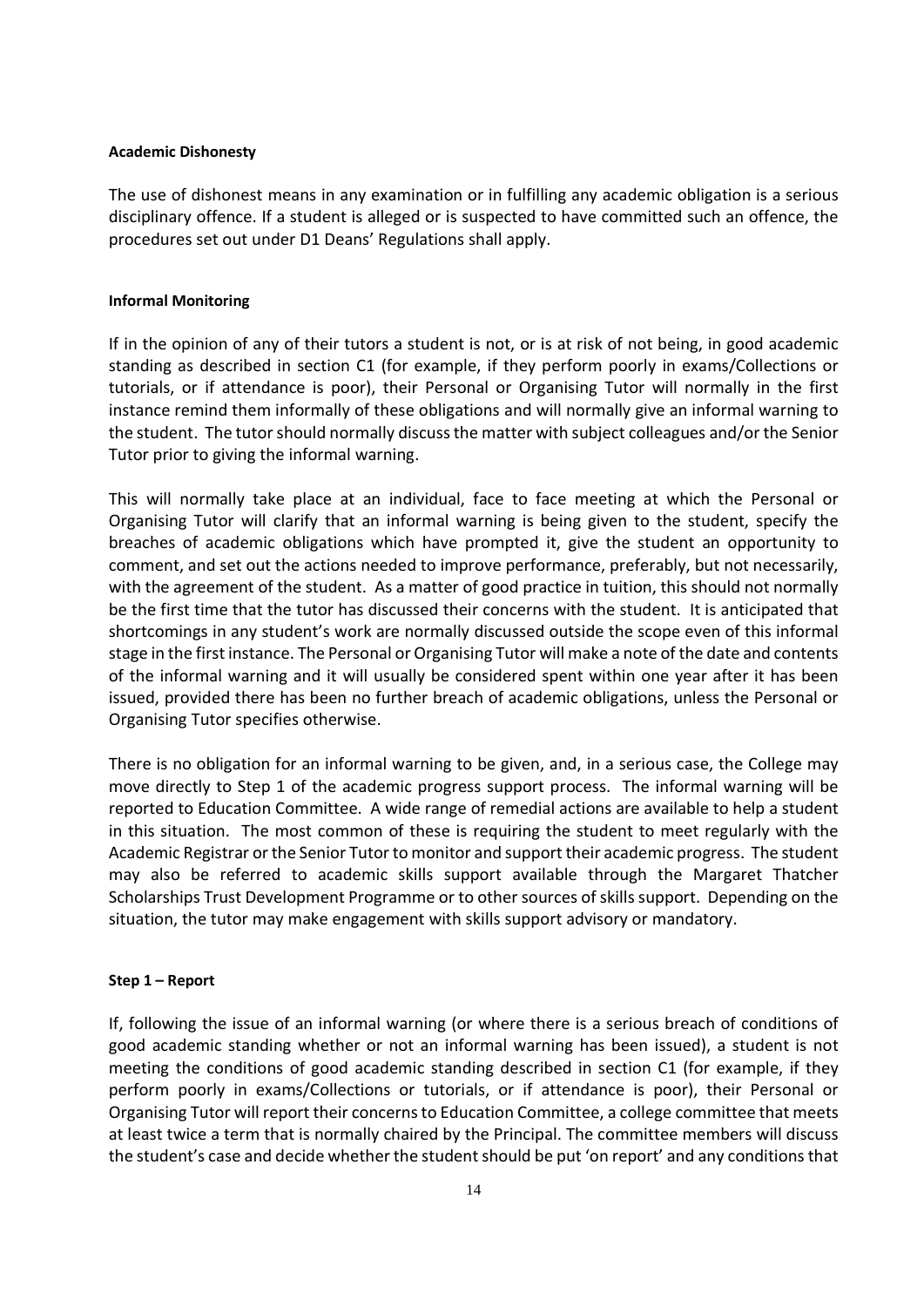**Academic Dishonesty**

The use of dishonest means in any examination or in fulfilling any academic obligation is a serious disciplinary offence. If a student is alleged or is suspected to have committed such an offence, the procedures set out under D1 Deans' Regulations shall apply.

**Informal Monitoring**

If in the opinion of any of their tutors a student is not, or is at risk of not being, in good academic standing as described in section C1 (for example, if they perform poorly in exams/Collections or tutorials, or if attendance is poor), their Personal or Organising Tutor will normally in the first instance remind them informally of these obligations and will normally give an informal warning to the student. The tutor should normally discuss the matter with subject colleagues and/or the Senior Tutor prior to giving the informal warning.

This will normally take place at an individual, face to face meeting at which the Personal or Organising Tutor will clarify that an informal warning is being given to the student, specify the breaches of academic obligations which have prompted it, give the student an opportunity to comment, and set out the actions needed to improve performance, preferably, but not necessarily, with the agreement of the student. As a matter of good practice in tuition, this should not normally be the first time that the tutor has discussed their concerns with the student. It is anticipated that shortcomings in any student's work are normally discussed outside the scope even of this informal stage in the first instance. The Personal or Organising Tutor will make a note of the date and contents of the informal warning and it will usually be considered spent within one year after it has been issued, provided there has been no further breach of academic obligations, unless the Personal or Organising Tutor specifies otherwise.

There is no obligation for an informal warning to be given, and, in a serious case, the College may move directly to Step 1 of the academic progress support process. The informal warning will be reported to Education Committee. A wide range of remedial actions are available to help a student in this situation. The most common of these is requiring the student to meet regularly with the Academic Registrar or the Senior Tutor to monitor and support their academic progress. The student may also be referred to academic skills support available through the Margaret Thatcher Scholarships Trust Development Programme or to other sources of skills support. Depending on the situation, the tutor may make engagement with skills support advisory or mandatory.

**Step 1 – Report**

If, following the issue of an informal warning (or where there is a serious breach of conditions of good academic standing whether or not an informal warning has been issued), a student is not meeting the conditions of good academic standing described in section C1 (for example, if they perform poorly in exams/Collections or tutorials, or if attendance is poor), their Personal or Organising Tutor will report their concerns to Education Committee, a college committee that meets at least twice a term that is normally chaired by the Principal. The committee members will discuss the student's case and decide whether the student should be put 'on report' and any conditions that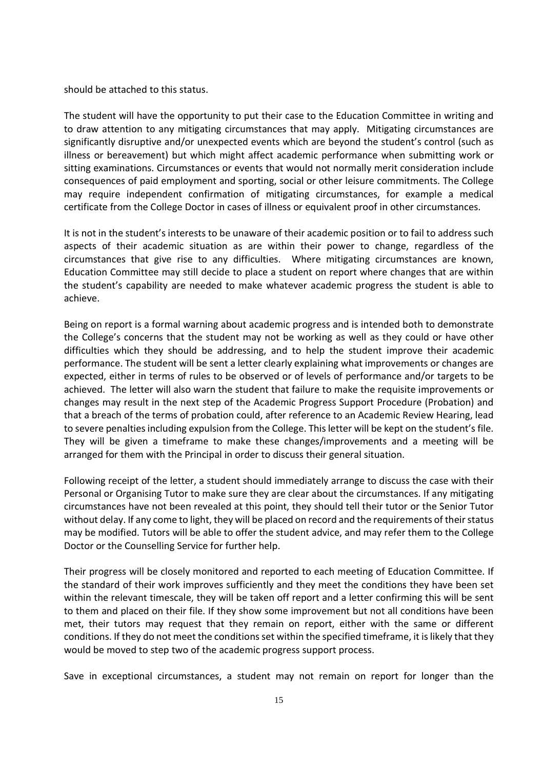should be attached to this status.

The student will have the opportunity to put their case to the Education Committee in writing and to draw attention to any mitigating circumstances that may apply. Mitigating circumstances are significantly disruptive and/or unexpected events which are beyond the student's control (such as illness or bereavement) but which might affect academic performance when submitting work or sitting examinations. Circumstances or events that would not normally merit consideration include consequences of paid employment and sporting, social or other leisure commitments. The College may require independent confirmation of mitigating circumstances, for example a medical certificate from the College Doctor in cases of illness or equivalent proof in other circumstances.

It is not in the student's interests to be unaware of their academic position or to fail to address such aspects of their academic situation as are within their power to change, regardless of the circumstances that give rise to any difficulties. Where mitigating circumstances are known, Education Committee may still decide to place a student on report where changes that are within the student's capability are needed to make whatever academic progress the student is able to achieve.

Being on report is a formal warning about academic progress and is intended both to demonstrate the College's concerns that the student may not be working as well as they could or have other difficulties which they should be addressing, and to help the student improve their academic performance. The student will be sent a letter clearly explaining what improvements or changes are expected, either in terms of rules to be observed or of levels of performance and/or targets to be achieved. The letter will also warn the student that failure to make the requisite improvements or changes may result in the next step of the Academic Progress Support Procedure (Probation) and that a breach of the terms of probation could, after reference to an Academic Review Hearing, lead to severe penalties including expulsion from the College. This letter will be kept on the student's file. They will be given a timeframe to make these changes/improvements and a meeting will be arranged for them with the Principal in order to discuss their general situation.

Following receipt of the letter, a student should immediately arrange to discuss the case with their Personal or Organising Tutor to make sure they are clear about the circumstances. If any mitigating circumstances have not been revealed at this point, they should tell their tutor or the Senior Tutor without delay. If any come to light, they will be placed on record and the requirements of their status may be modified. Tutors will be able to offer the student advice, and may refer them to the College Doctor or the Counselling Service for further help.

Their progress will be closely monitored and reported to each meeting of Education Committee. If the standard of their work improves sufficiently and they meet the conditions they have been set within the relevant timescale, they will be taken off report and a letter confirming this will be sent to them and placed on their file. If they show some improvement but not all conditions have been met, their tutors may request that they remain on report, either with the same or different conditions. If they do not meet the conditions set within the specified timeframe, it is likely that they would be moved to step two of the academic progress support process.

Save in exceptional circumstances, a student may not remain on report for longer than the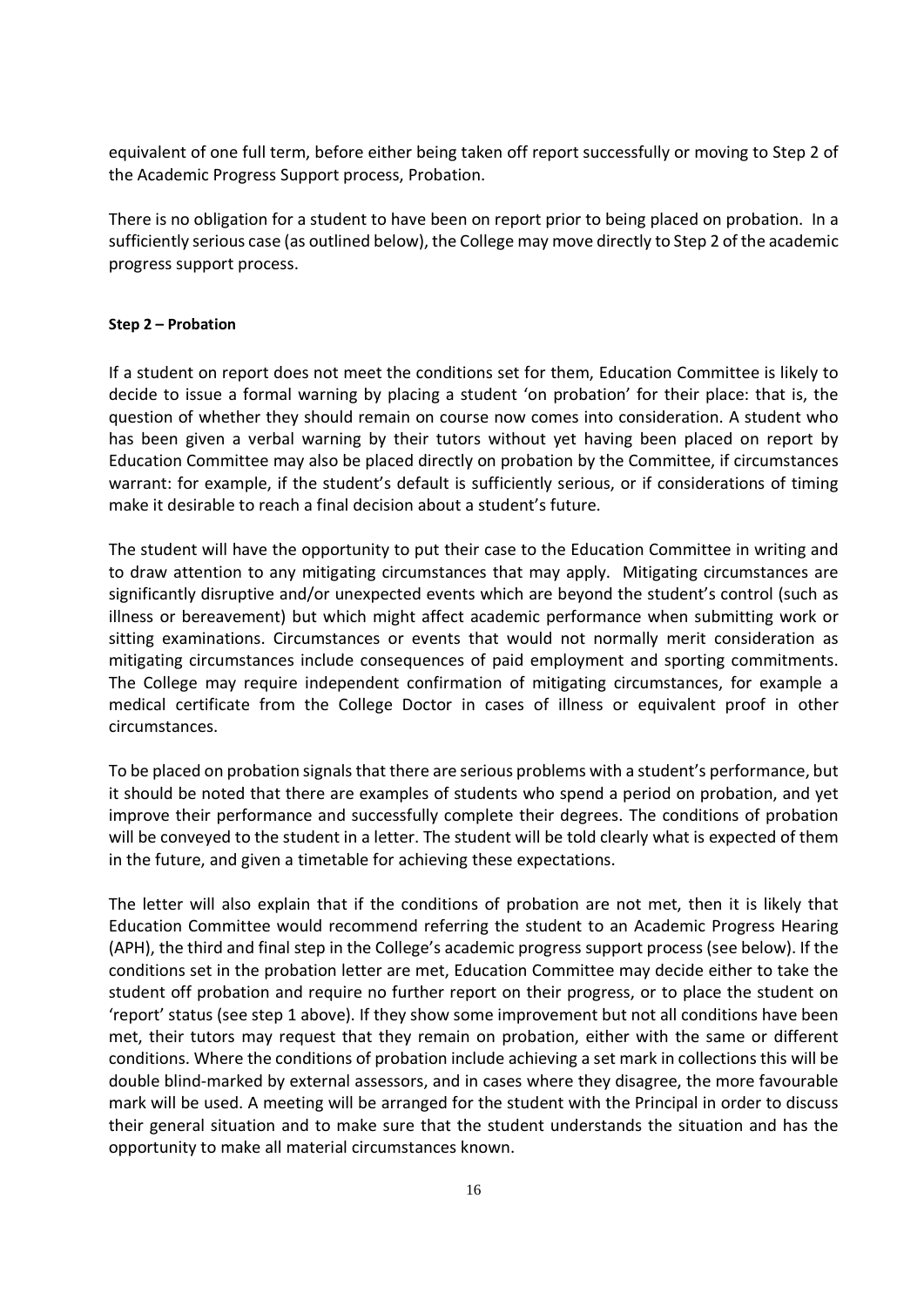equivalent of one full term, before either being taken off report successfully or moving to Step 2 of the Academic Progress Support process, Probation.

There is no obligation for a student to have been on report prior to being placed on probation. In a sufficiently serious case (as outlined below), the College may move directly to Step 2 of the academic progress support process.

#### Step 2 – Probation

If a student on report does not meet the conditions set for them, Education Committee is likely to decide to issue a formal warning by placing a student 'on probation' for their place: that is, the question of whether they should remain on course now comes into consideration. A student who has been given a verbal warning by their tutors without yet having been placed on report by Education Committee may also be placed directly on probation by the Committee, if circumstances warrant: for example, if the student's default is sufficiently serious, or if considerations of timing make it desirable to reach a final decision about a student's future.

The student will have the opportunity to put their case to the Education Committee in writing and to draw attention to any mitigating circumstances that may apply. Mitigating circumstances are significantly disruptive and/or unexpected events which are beyond the student's control (such as illness or bereavement) but which might affect academic performance when submitting work or sitting examinations. Circumstances or events that would not normally merit consideration as mitigating circumstances include consequences of paid employment and sporting commitments. The College may require independent confirmation of mitigating circumstances, for example a medical certificate from the College Doctor in cases of illness or equivalent proof in other circumstances.

To be placed on probation signals that there are serious problems with a student's performance, but it should be noted that there are examples of students who spend a period on probation, and yet improve their performance and successfully complete their degrees. The conditions of probation will be conveyed to the student in a letter. The student will be told clearly what is expected of them in the future, and given a timetable for achieving these expectations.

The letter will also explain that if the conditions of probation are not met, then it is likely that Education Committee would recommend referring the student to an Academic Progress Hearing (APH), the third and final step in the College's academic progress support process (see below). If the conditions set in the probation letter are met, Education Committee may decide either to take the student off probation and require no further report on their progress, or to place the student on 'report' status (see step 1 above). If they show some improvement but not all conditions have been met, their tutors may request that they remain on probation, either with the same or different conditions. Where the conditions of probation include achieving a set mark in collections this will be double blind-marked by external assessors, and in cases where they disagree, the more favourable mark will be used. A meeting will be arranged for the student with the Principal in order to discuss their general situation and to make sure that the student understands the situation and has the opportunity to make all material circumstances known.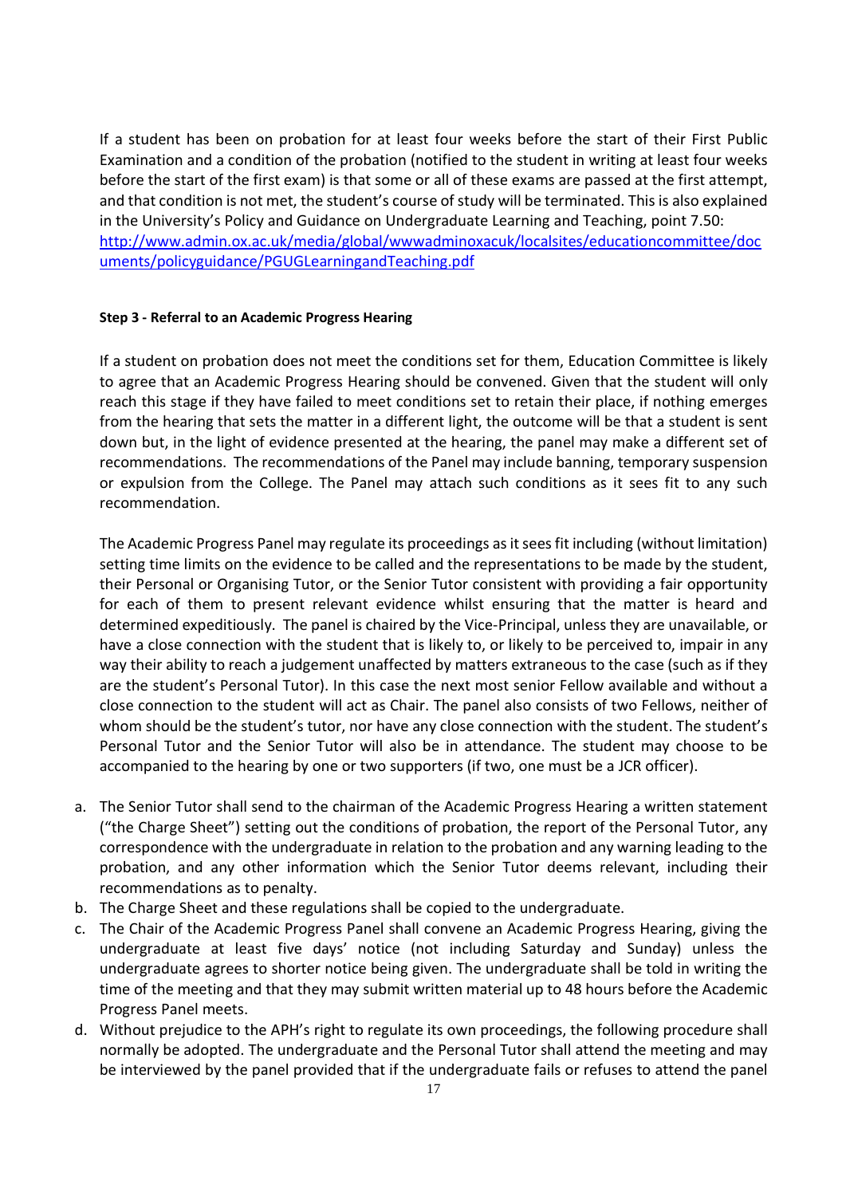If a student has been on probation for at least four weeks before the start of their First Public Examination and a condition of the probation (notified to the student in writing at least four weeks before the start of the first exam) is that some or all of these exams are passed at the first attempt, and that condition is not met, the student's course of study will be terminated. This is also explained in the University's Policy and Guidance on Undergraduate Learning and Teaching, point 7.50: [http://www.admin.ox.ac.uk/media/global/wwwadminoxacuk/localsites/educationcommittee/documents/policyguidance/PGUGLearningandTeaching.pdf](http://www.admin.ox.ac.uk/media/global/wwwadminoxacuk/localsites/educationcommittee/documents/policyguidance/PGUGLearningandTeaching.pdf)

**Step 3 - Referral to an Academic Progress Hearing**

If a student on probation does not meet the conditions set for them, Education Committee is likely to agree that an Academic Progress Hearing should be convened. Given that the student will only reach this stage if they have failed to meet conditions set to retain their place, if nothing emerges from the hearing that sets the matter in a different light, the outcome will be that a student is sent down but, in the light of evidence presented at the hearing, the panel may make a different set of recommendations. The recommendations of the Panel may include banning, temporary suspension or expulsion from the College. The Panel may attach such conditions as it sees fit to any such recommendation.

The Academic Progress Panel may regulate its proceedings as it sees fit including (without limitation) setting time limits on the evidence to be called and the representations to be made by the student, their Personal or Organising Tutor, or the Senior Tutor consistent with providing a fair opportunity for each of them to present relevant evidence whilst ensuring that the matter is heard and determined expeditiously. The panel is chaired by the Vice-Principal, unless they are unavailable, or have a close connection with the student that is likely to, or likely to be perceived to, impair in any way their ability to reach a judgement unaffected by matters extraneous to the case (such as if they are the student's Personal Tutor). In this case the next most senior Fellow available and without a close connection to the student will act as Chair. The panel also consists of two Fellows, neither of whom should be the student's tutor, nor have any close connection with the student. The student's Personal Tutor and the Senior Tutor will also be in attendance. The student may choose to be accompanied to the hearing by one or two supporters (if two, one must be a JCR officer).

a. The Senior Tutor shall send to the chairman of the Academic Progress Hearing a written statement ("the Charge Sheet") setting out the conditions of probation, the report of the Personal Tutor, any correspondence with the undergraduate in relation to the probation and any warning leading to the probation, and any other information which the Senior Tutor deems relevant, including their recommendations as to penalty.
b. The Charge Sheet and these regulations shall be copied to the undergraduate.
c. The Chair of the Academic Progress Panel shall convene an Academic Progress Hearing, giving the undergraduate at least five days' notice (not including Saturday and Sunday) unless the undergraduate agrees to shorter notice being given. The undergraduate shall be told in writing the time of the meeting and that they may submit written material up to 48 hours before the Academic Progress Panel meets.
d. Without prejudice to the APH's right to regulate its own proceedings, the following procedure shall normally be adopted. The undergraduate and the Personal Tutor shall attend the meeting and may be interviewed by the panel provided that if the undergraduate fails or refuses to attend the panel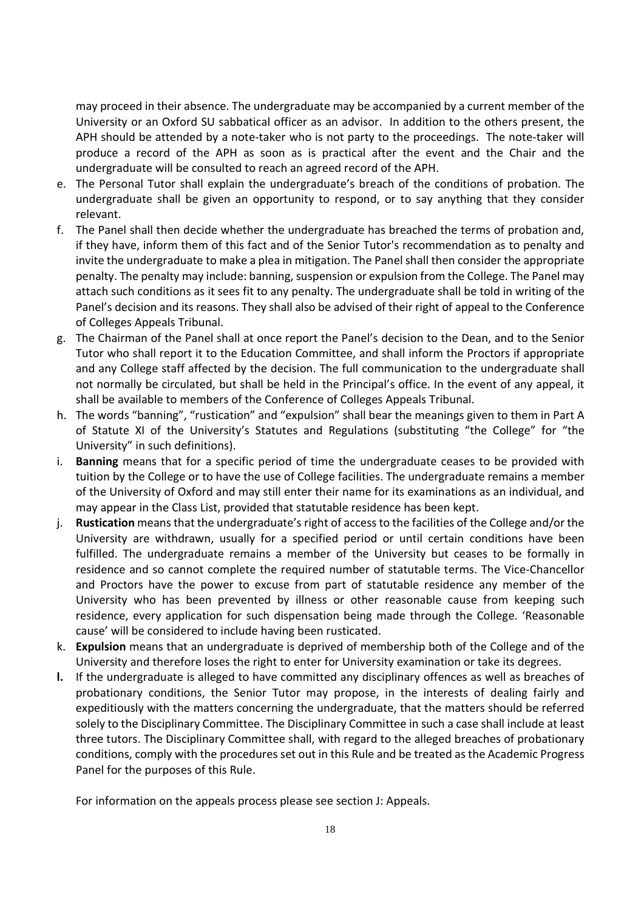may proceed in their absence. The undergraduate may be accompanied by a current member of the University or an Oxford SU sabbatical officer as an advisor. In addition to the others present, the APH should be attended by a note-taker who is not party to the proceedings. The note-taker will produce a record of the APH as soon as is practical after the event and the Chair and the undergraduate will be consulted to reach an agreed record of the APH.

e. The Personal Tutor shall explain the undergraduate's breach of the conditions of probation. The undergraduate shall be given an opportunity to respond, or to say anything that they consider relevant.
f. The Panel shall then decide whether the undergraduate has breached the terms of probation and, if they have, inform them of this fact and of the Senior Tutor's recommendation as to penalty and invite the undergraduate to make a plea in mitigation. The Panel shall then consider the appropriate penalty. The penalty may include: banning, suspension or expulsion from the College. The Panel may attach such conditions as it sees fit to any penalty. The undergraduate shall be told in writing of the Panel's decision and its reasons. They shall also be advised of their right of appeal to the Conference of Colleges Appeals Tribunal.
g. The Chairman of the Panel shall at once report the Panel's decision to the Dean, and to the Senior Tutor who shall report it to the Education Committee, and shall inform the Proctors if appropriate and any College staff affected by the decision. The full communication to the undergraduate shall not normally be circulated, but shall be held in the Principal's office. In the event of any appeal, it shall be available to members of the Conference of Colleges Appeals Tribunal.
h. The words "banning", "rustication" and "expulsion" shall bear the meanings given to them in Part A of Statute XI of the University's Statutes and Regulations (substituting "the College" for "the University" in such definitions).
i. **Banning** means that for a specific period of time the undergraduate ceases to be provided with tuition by the College or to have the use of College facilities. The undergraduate remains a member of the University of Oxford and may still enter their name for its examinations as an individual, and may appear in the Class List, provided that statutable residence has been kept.
j. **Rustication** means that the undergraduate's right of access to the facilities of the College and/or the University are withdrawn, usually for a specified period or until certain conditions have been fulfilled. The undergraduate remains a member of the University but ceases to be formally in residence and so cannot complete the required number of statutable terms. The Vice-Chancellor and Proctors have the power to excuse from part of statutable residence any member of the University who has been prevented by illness or other reasonable cause from keeping such residence, every application for such dispensation being made through the College. 'Reasonable cause' will be considered to include having been rusticated.
k. **Expulsion** means that an undergraduate is deprived of membership both of the College and of the University and therefore loses the right to enter for University examination or take its degrees.
**l.** If the undergraduate is alleged to have committed any disciplinary offences as well as breaches of probationary conditions, the Senior Tutor may propose, in the interests of dealing fairly and expeditiously with the matters concerning the undergraduate, that the matters should be referred solely to the Disciplinary Committee. The Disciplinary Committee in such a case shall include at least three tutors. The Disciplinary Committee shall, with regard to the alleged breaches of probationary conditions, comply with the procedures set out in this Rule and be treated as the Academic Progress Panel for the purposes of this Rule.

For information on the appeals process please see section J: Appeals.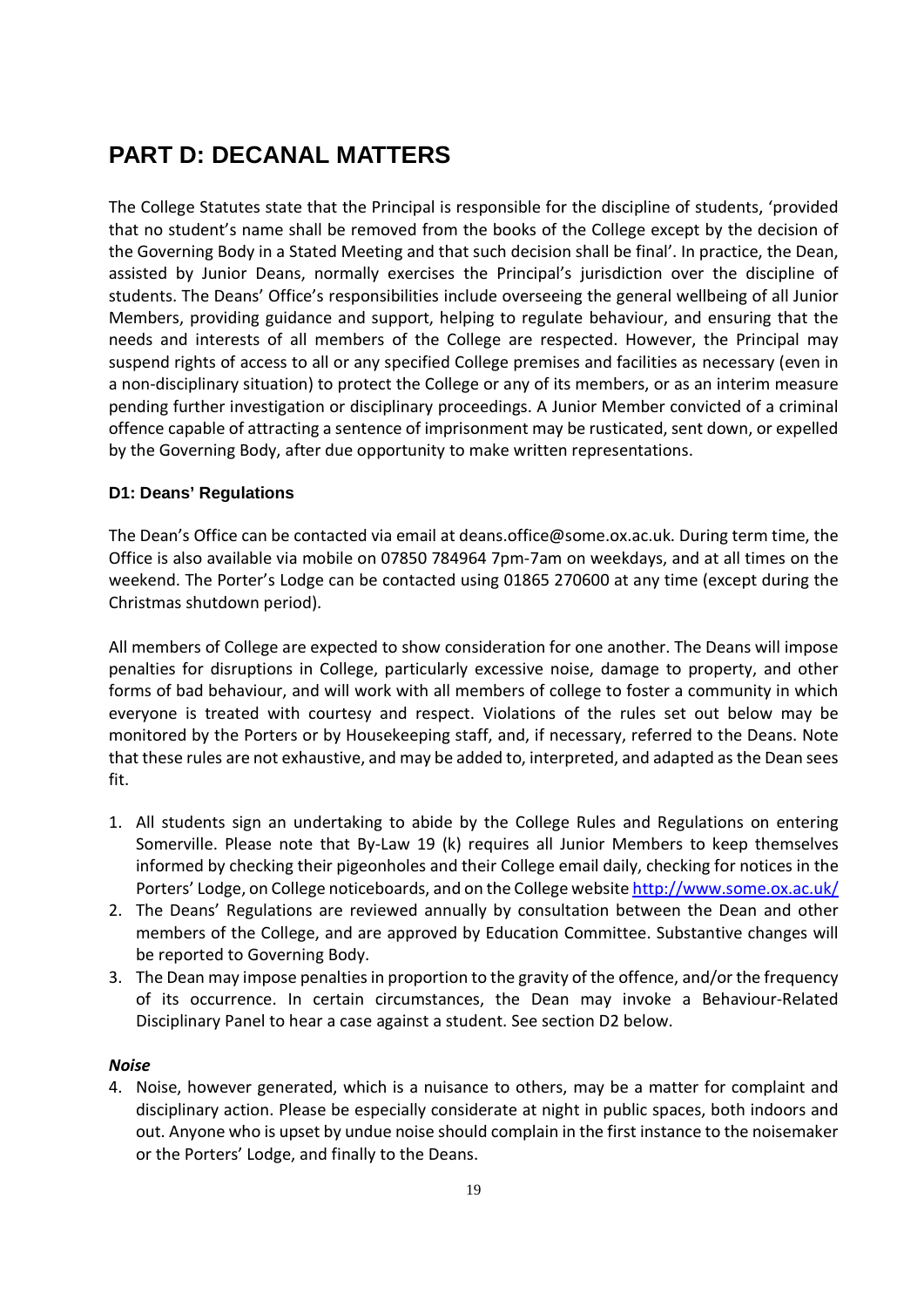# PART D: DECANAL MATTERS

The College Statutes state that the Principal is responsible for the discipline of students, 'provided that no student's name shall be removed from the books of the College except by the decision of the Governing Body in a Stated Meeting and that such decision shall be final'. In practice, the Dean, assisted by Junior Deans, normally exercises the Principal's jurisdiction over the discipline of students. The Deans' Office's responsibilities include overseeing the general wellbeing of all Junior Members, providing guidance and support, helping to regulate behaviour, and ensuring that the needs and interests of all members of the College are respected. However, the Principal may suspend rights of access to all or any specified College premises and facilities as necessary (even in a non-disciplinary situation) to protect the College or any of its members, or as an interim measure pending further investigation or disciplinary proceedings. A Junior Member convicted of a criminal offence capable of attracting a sentence of imprisonment may be rusticated, sent down, or expelled by the Governing Body, after due opportunity to make written representations.

### D1: Deans' Regulations

The Dean's Office can be contacted via email at deans.office@some.ox.ac.uk. During term time, the Office is also available via mobile on 07850 784964 7pm-7am on weekdays, and at all times on the weekend. The Porter's Lodge can be contacted using 01865 270600 at any time (except during the Christmas shutdown period).

All members of College are expected to show consideration for one another. The Deans will impose penalties for disruptions in College, particularly excessive noise, damage to property, and other forms of bad behaviour, and will work with all members of college to foster a community in which everyone is treated with courtesy and respect. Violations of the rules set out below may be monitored by the Porters or by Housekeeping staff, and, if necessary, referred to the Deans. Note that these rules are not exhaustive, and may be added to, interpreted, and adapted as the Dean sees fit.

1. All students sign an undertaking to abide by the College Rules and Regulations on entering Somerville. Please note that By-Law 19 (k) requires all Junior Members to keep themselves informed by checking their pigeonholes and their College email daily, checking for notices in the Porters' Lodge, on College noticeboards, and on the College website http://www.some.ox.ac.uk/
2. The Deans' Regulations are reviewed annually by consultation between the Dean and other members of the College, and are approved by Education Committee. Substantive changes will be reported to Governing Body.
3. The Dean may impose penalties in proportion to the gravity of the offence, and/or the frequency of its occurrence. In certain circumstances, the Dean may invoke a Behaviour-Related Disciplinary Panel to hear a case against a student. See section D2 below.

***Noise***

4. Noise, however generated, which is a nuisance to others, may be a matter for complaint and disciplinary action. Please be especially considerate at night in public spaces, both indoors and out. Anyone who is upset by undue noise should complain in the first instance to the noisemaker or the Porters' Lodge, and finally to the Deans.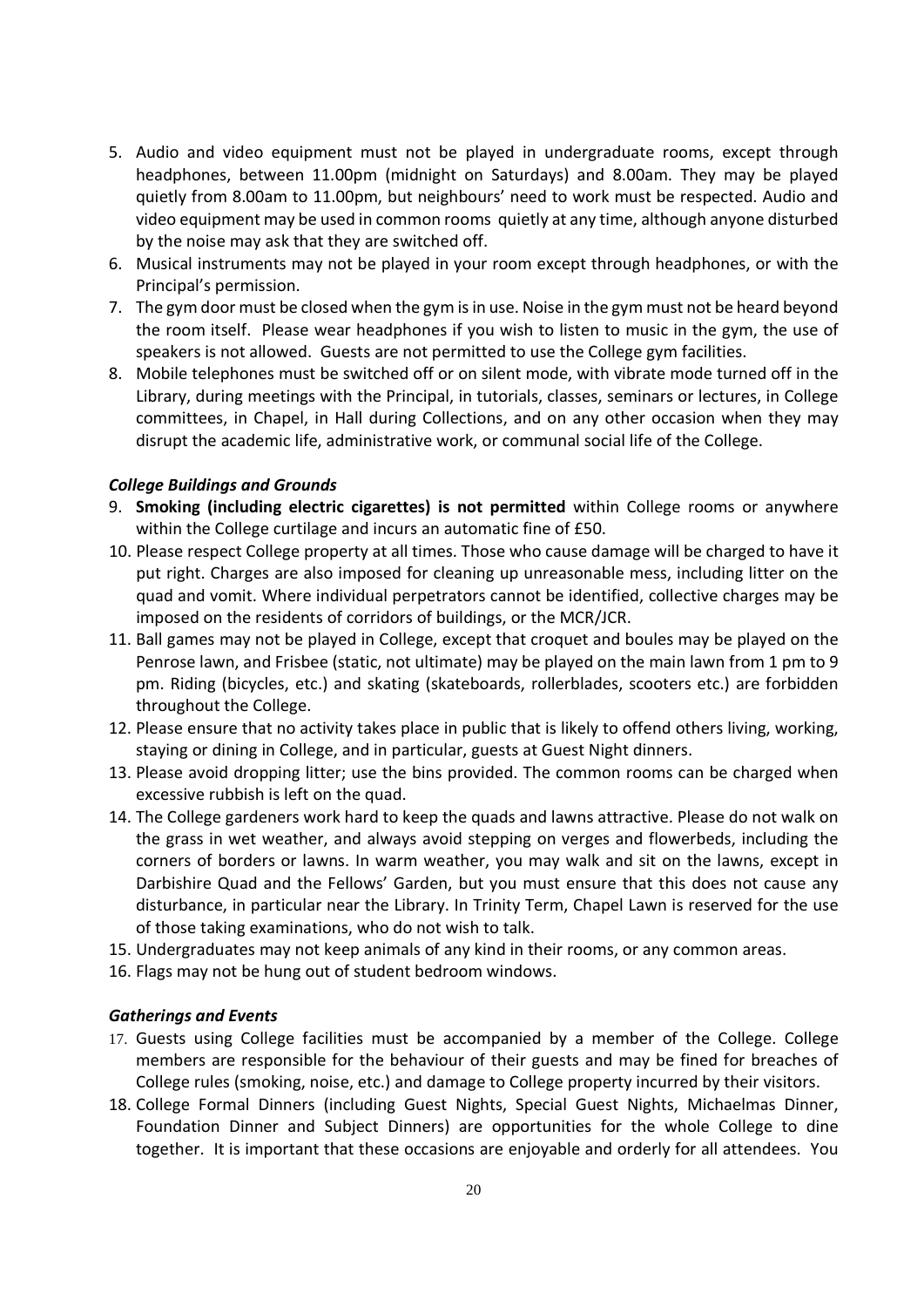5. Audio and video equipment must not be played in undergraduate rooms, except through headphones, between 11.00pm (midnight on Saturdays) and 8.00am. They may be played quietly from 8.00am to 11.00pm, but neighbours' need to work must be respected. Audio and video equipment may be used in common rooms quietly at any time, although anyone disturbed by the noise may ask that they are switched off.
6. Musical instruments may not be played in your room except through headphones, or with the Principal's permission.
7. The gym door must be closed when the gym is in use. Noise in the gym must not be heard beyond the room itself. Please wear headphones if you wish to listen to music in the gym, the use of speakers is not allowed. Guests are not permitted to use the College gym facilities.
8. Mobile telephones must be switched off or on silent mode, with vibrate mode turned off in the Library, during meetings with the Principal, in tutorials, classes, seminars or lectures, in College committees, in Chapel, in Hall during Collections, and on any other occasion when they may disrupt the academic life, administrative work, or communal social life of the College.

***College Buildings and Grounds***

9. **Smoking (including electric cigarettes) is not permitted** within College rooms or anywhere within the College curtilage and incurs an automatic fine of £50.
10. Please respect College property at all times. Those who cause damage will be charged to have it put right. Charges are also imposed for cleaning up unreasonable mess, including litter on the quad and vomit. Where individual perpetrators cannot be identified, collective charges may be imposed on the residents of corridors of buildings, or the MCR/JCR.
11. Ball games may not be played in College, except that croquet and boules may be played on the Penrose lawn, and Frisbee (static, not ultimate) may be played on the main lawn from 1 pm to 9 pm. Riding (bicycles, etc.) and skating (skateboards, rollerblades, scooters etc.) are forbidden throughout the College.
12. Please ensure that no activity takes place in public that is likely to offend others living, working, staying or dining in College, and in particular, guests at Guest Night dinners.
13. Please avoid dropping litter; use the bins provided. The common rooms can be charged when excessive rubbish is left on the quad.
14. The College gardeners work hard to keep the quads and lawns attractive. Please do not walk on the grass in wet weather, and always avoid stepping on verges and flowerbeds, including the corners of borders or lawns. In warm weather, you may walk and sit on the lawns, except in Darbishire Quad and the Fellows' Garden, but you must ensure that this does not cause any disturbance, in particular near the Library. In Trinity Term, Chapel Lawn is reserved for the use of those taking examinations, who do not wish to talk.
15. Undergraduates may not keep animals of any kind in their rooms, or any common areas.
16. Flags may not be hung out of student bedroom windows.

***Gatherings and Events***

17. Guests using College facilities must be accompanied by a member of the College. College members are responsible for the behaviour of their guests and may be fined for breaches of College rules (smoking, noise, etc.) and damage to College property incurred by their visitors.
18. College Formal Dinners (including Guest Nights, Special Guest Nights, Michaelmas Dinner, Foundation Dinner and Subject Dinners) are opportunities for the whole College to dine together. It is important that these occasions are enjoyable and orderly for all attendees. You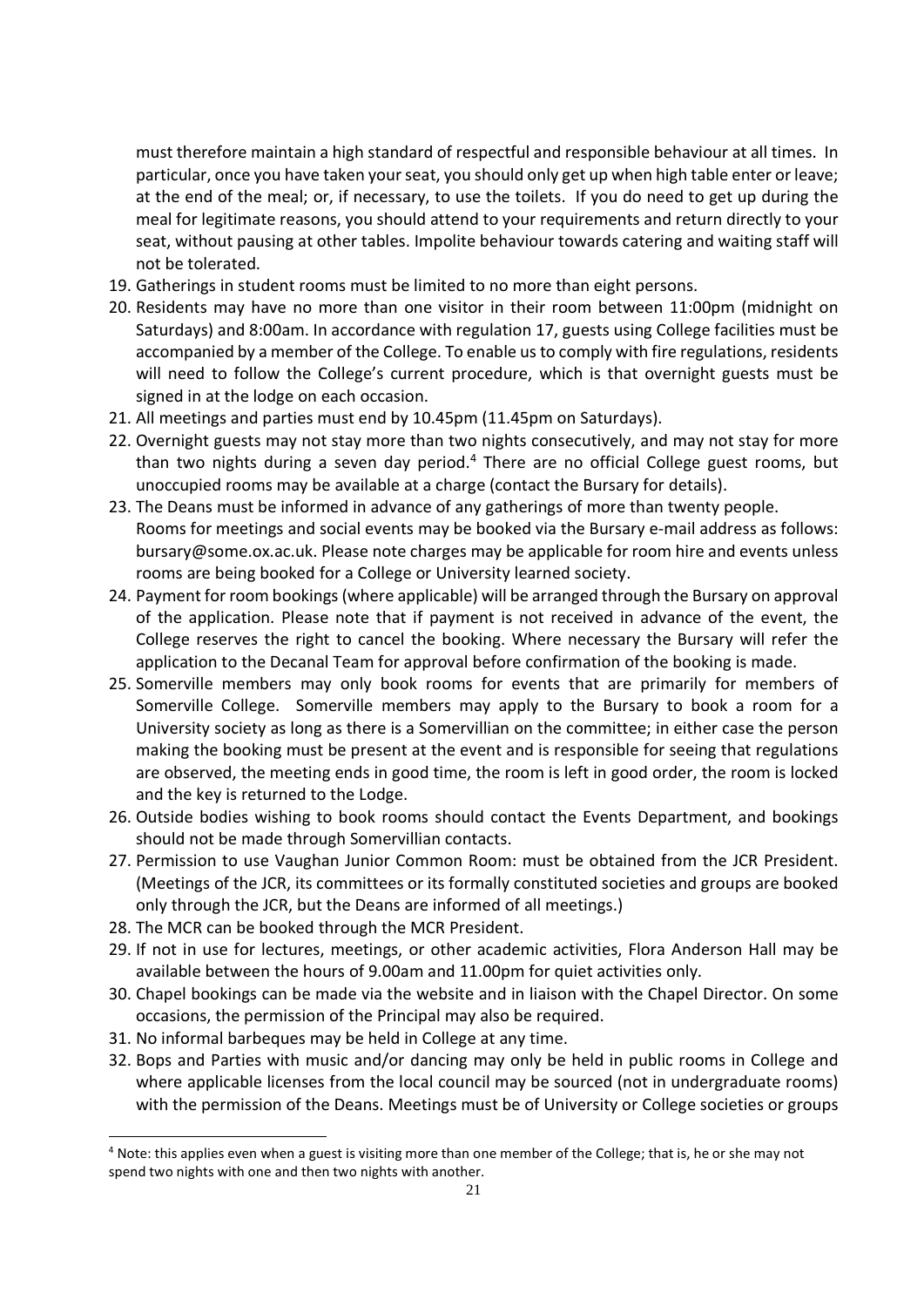must therefore maintain a high standard of respectful and responsible behaviour at all times. In particular, once you have taken your seat, you should only get up when high table enter or leave; at the end of the meal; or, if necessary, to use the toilets. If you do need to get up during the meal for legitimate reasons, you should attend to your requirements and return directly to your seat, without pausing at other tables. Impolite behaviour towards catering and waiting staff will not be tolerated.

19. Gatherings in student rooms must be limited to no more than eight persons.
20. Residents may have no more than one visitor in their room between 11:00pm (midnight on Saturdays) and 8:00am. In accordance with regulation 17, guests using College facilities must be accompanied by a member of the College. To enable us to comply with fire regulations, residents will need to follow the College's current procedure, which is that overnight guests must be signed in at the lodge on each occasion.
21. All meetings and parties must end by 10.45pm (11.45pm on Saturdays).
22. Overnight guests may not stay more than two nights consecutively, and may not stay for more than two nights during a seven day period.[4] There are no official College guest rooms, but unoccupied rooms may be available at a charge (contact the Bursary for details).
23. The Deans must be informed in advance of any gatherings of more than twenty people. Rooms for meetings and social events may be booked via the Bursary e-mail address as follows: bursary@some.ox.ac.uk. Please note charges may be applicable for room hire and events unless rooms are being booked for a College or University learned society.
24. Payment for room bookings (where applicable) will be arranged through the Bursary on approval of the application. Please note that if payment is not received in advance of the event, the College reserves the right to cancel the booking. Where necessary the Bursary will refer the application to the Decanal Team for approval before confirmation of the booking is made.
25. Somerville members may only book rooms for events that are primarily for members of Somerville College. Somerville members may apply to the Bursary to book a room for a University society as long as there is a Somervillian on the committee; in either case the person making the booking must be present at the event and is responsible for seeing that regulations are observed, the meeting ends in good time, the room is left in good order, the room is locked and the key is returned to the Lodge.
26. Outside bodies wishing to book rooms should contact the Events Department, and bookings should not be made through Somervillian contacts.
27. Permission to use Vaughan Junior Common Room: must be obtained from the JCR President. (Meetings of the JCR, its committees or its formally constituted societies and groups are booked only through the JCR, but the Deans are informed of all meetings.)
28. The MCR can be booked through the MCR President.
29. If not in use for lectures, meetings, or other academic activities, Flora Anderson Hall may be available between the hours of 9.00am and 11.00pm for quiet activities only.
30. Chapel bookings can be made via the website and in liaison with the Chapel Director. On some occasions, the permission of the Principal may also be required.
31. No informal barbeques may be held in College at any time.
32. Bops and Parties with music and/or dancing may only be held in public rooms in College and where applicable licenses from the local council may be sourced (not in undergraduate rooms) with the permission of the Deans. Meetings must be of University or College societies or groups

[4] Note: this applies even when a guest is visiting more than one member of the College; that is, he or she may not spend two nights with one and then two nights with another.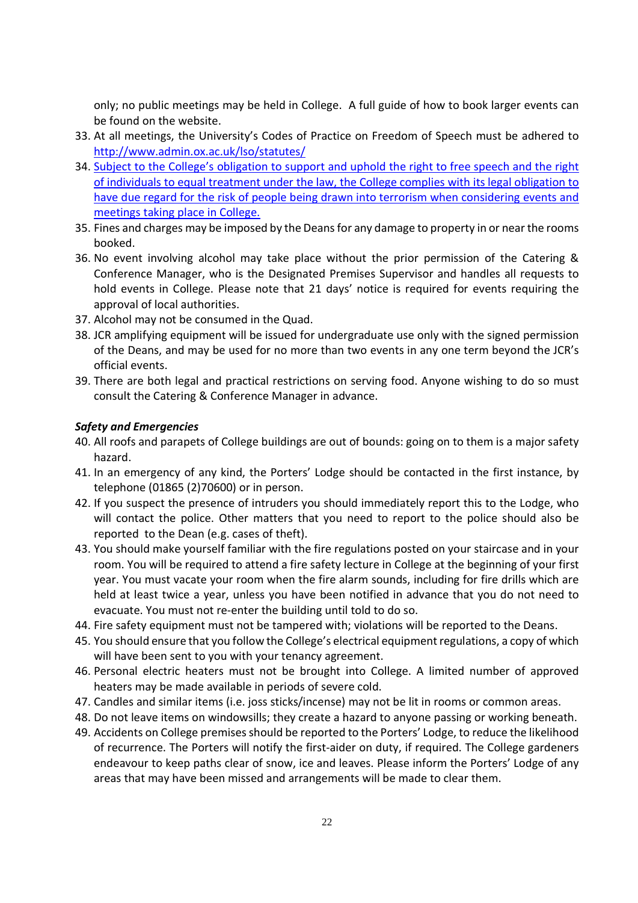only; no public meetings may be held in College. A full guide of how to book larger events can be found on the website.

33. At all meetings, the University's Codes of Practice on Freedom of Speech must be adhered to http://www.admin.ox.ac.uk/lso/statutes/
34. Subject to the College's obligation to support and uphold the right to free speech and the right of individuals to equal treatment under the law, the College complies with its legal obligation to have due regard for the risk of people being drawn into terrorism when considering events and meetings taking place in College.
35. Fines and charges may be imposed by the Deans for any damage to property in or near the rooms booked.
36. No event involving alcohol may take place without the prior permission of the Catering & Conference Manager, who is the Designated Premises Supervisor and handles all requests to hold events in College. Please note that 21 days' notice is required for events requiring the approval of local authorities.
37. Alcohol may not be consumed in the Quad.
38. JCR amplifying equipment will be issued for undergraduate use only with the signed permission of the Deans, and may be used for no more than two events in any one term beyond the JCR's official events.
39. There are both legal and practical restrictions on serving food. Anyone wishing to do so must consult the Catering & Conference Manager in advance.

***Safety and Emergencies***

40. All roofs and parapets of College buildings are out of bounds: going on to them is a major safety hazard.
41. In an emergency of any kind, the Porters' Lodge should be contacted in the first instance, by telephone (01865 (2)70600) or in person.
42. If you suspect the presence of intruders you should immediately report this to the Lodge, who will contact the police. Other matters that you need to report to the police should also be reported to the Dean (e.g. cases of theft).
43. You should make yourself familiar with the fire regulations posted on your staircase and in your room. You will be required to attend a fire safety lecture in College at the beginning of your first year. You must vacate your room when the fire alarm sounds, including for fire drills which are held at least twice a year, unless you have been notified in advance that you do not need to evacuate. You must not re-enter the building until told to do so.
44. Fire safety equipment must not be tampered with; violations will be reported to the Deans.
45. You should ensure that you follow the College's electrical equipment regulations, a copy of which will have been sent to you with your tenancy agreement.
46. Personal electric heaters must not be brought into College. A limited number of approved heaters may be made available in periods of severe cold.
47. Candles and similar items (i.e. joss sticks/incense) may not be lit in rooms or common areas.
48. Do not leave items on windowsills; they create a hazard to anyone passing or working beneath.
49. Accidents on College premises should be reported to the Porters' Lodge, to reduce the likelihood of recurrence. The Porters will notify the first-aider on duty, if required. The College gardeners endeavour to keep paths clear of snow, ice and leaves. Please inform the Porters' Lodge of any areas that may have been missed and arrangements will be made to clear them.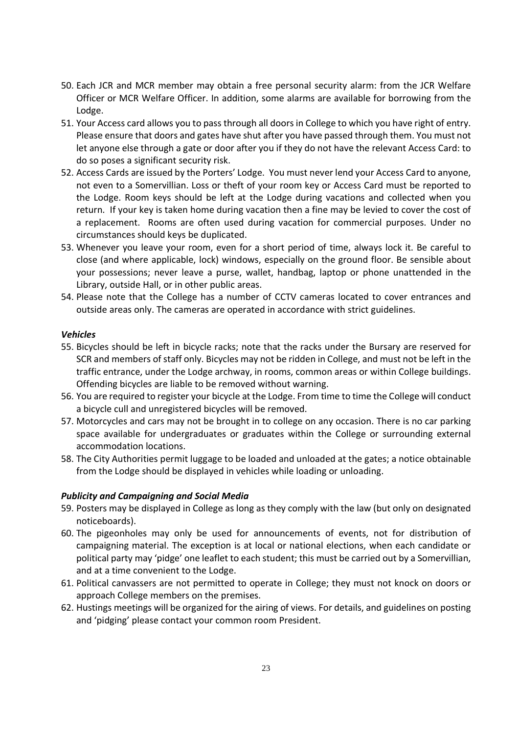50. Each JCR and MCR member may obtain a free personal security alarm: from the JCR Welfare Officer or MCR Welfare Officer. In addition, some alarms are available for borrowing from the Lodge.
51. Your Access card allows you to pass through all doors in College to which you have right of entry. Please ensure that doors and gates have shut after you have passed through them. You must not let anyone else through a gate or door after you if they do not have the relevant Access Card: to do so poses a significant security risk.
52. Access Cards are issued by the Porters' Lodge. You must never lend your Access Card to anyone, not even to a Somervillian. Loss or theft of your room key or Access Card must be reported to the Lodge. Room keys should be left at the Lodge during vacations and collected when you return. If your key is taken home during vacation then a fine may be levied to cover the cost of a replacement. Rooms are often used during vacation for commercial purposes. Under no circumstances should keys be duplicated.
53. Whenever you leave your room, even for a short period of time, always lock it. Be careful to close (and where applicable, lock) windows, especially on the ground floor. Be sensible about your possessions; never leave a purse, wallet, handbag, laptop or phone unattended in the Library, outside Hall, or in other public areas.
54. Please note that the College has a number of CCTV cameras located to cover entrances and outside areas only. The cameras are operated in accordance with strict guidelines.

### *Vehicles*

55. Bicycles should be left in bicycle racks; note that the racks under the Bursary are reserved for SCR and members of staff only. Bicycles may not be ridden in College, and must not be left in the traffic entrance, under the Lodge archway, in rooms, common areas or within College buildings. Offending bicycles are liable to be removed without warning.
56. You are required to register your bicycle at the Lodge. From time to time the College will conduct a bicycle cull and unregistered bicycles will be removed.
57. Motorcycles and cars may not be brought in to college on any occasion. There is no car parking space available for undergraduates or graduates within the College or surrounding external accommodation locations.
58. The City Authorities permit luggage to be loaded and unloaded at the gates; a notice obtainable from the Lodge should be displayed in vehicles while loading or unloading.

### *Publicity and Campaigning and Social Media*

59. Posters may be displayed in College as long as they comply with the law (but only on designated noticeboards).
60. The pigeonholes may only be used for announcements of events, not for distribution of campaigning material. The exception is at local or national elections, when each candidate or political party may 'pidge' one leaflet to each student; this must be carried out by a Somervillian, and at a time convenient to the Lodge.
61. Political canvassers are not permitted to operate in College; they must not knock on doors or approach College members on the premises.
62. Hustings meetings will be organized for the airing of views. For details, and guidelines on posting and 'pidging' please contact your common room President.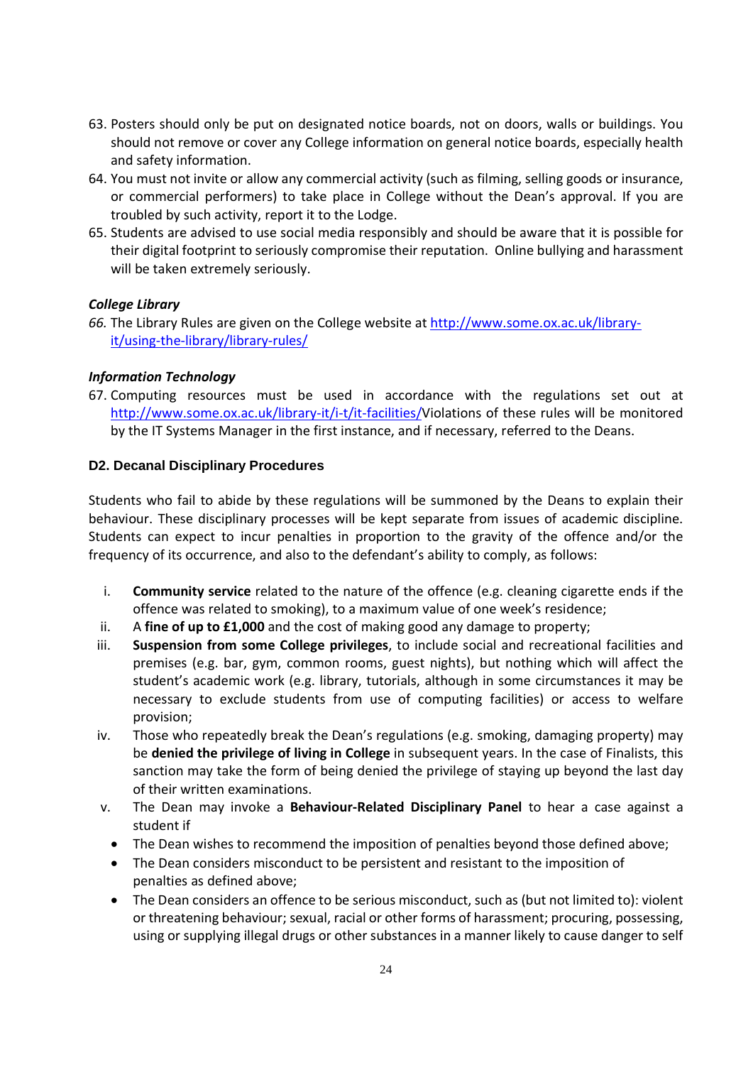63. Posters should only be put on designated notice boards, not on doors, walls or buildings. You should not remove or cover any College information on general notice boards, especially health and safety information.
64. You must not invite or allow any commercial activity (such as filming, selling goods or insurance, or commercial performers) to take place in College without the Dean's approval. If you are troubled by such activity, report it to the Lodge.
65. Students are advised to use social media responsibly and should be aware that it is possible for their digital footprint to seriously compromise their reputation. Online bullying and harassment will be taken extremely seriously.

***College Library***

66. The Library Rules are given on the College website at [http://www.some.ox.ac.uk/library-it/using-the-library/library-rules/](http://www.some.ox.ac.uk/library-it/using-the-library/library-rules/)

***Information Technology***

67. Computing resources must be used in accordance with the regulations set out at [http://www.some.ox.ac.uk/library-it/i-t/it-facilities/](http://www.some.ox.ac.uk/library-it/i-t/it-facilities/)Violations of these rules will be monitored by the IT Systems Manager in the first instance, and if necessary, referred to the Deans.

### D2. Decanal Disciplinary Procedures

Students who fail to abide by these regulations will be summoned by the Deans to explain their behaviour. These disciplinary processes will be kept separate from issues of academic discipline. Students can expect to incur penalties in proportion to the gravity of the offence and/or the frequency of its occurrence, and also to the defendant's ability to comply, as follows:

i. **Community service** related to the nature of the offence (e.g. cleaning cigarette ends if the offence was related to smoking), to a maximum value of one week's residence;
ii. A **fine of up to £1,000** and the cost of making good any damage to property;
iii. **Suspension from some College privileges**, to include social and recreational facilities and premises (e.g. bar, gym, common rooms, guest nights), but nothing which will affect the student's academic work (e.g. library, tutorials, although in some circumstances it may be necessary to exclude students from use of computing facilities) or access to welfare provision;
iv. Those who repeatedly break the Dean's regulations (e.g. smoking, damaging property) may be **denied the privilege of living in College** in subsequent years. In the case of Finalists, this sanction may take the form of being denied the privilege of staying up beyond the last day of their written examinations.
v. The Dean may invoke a **Behaviour-Related Disciplinary Panel** to hear a case against a student if
   - The Dean wishes to recommend the imposition of penalties beyond those defined above;
   - The Dean considers misconduct to be persistent and resistant to the imposition of penalties as defined above;
   - The Dean considers an offence to be serious misconduct, such as (but not limited to): violent or threatening behaviour; sexual, racial or other forms of harassment; procuring, possessing, using or supplying illegal drugs or other substances in a manner likely to cause danger to self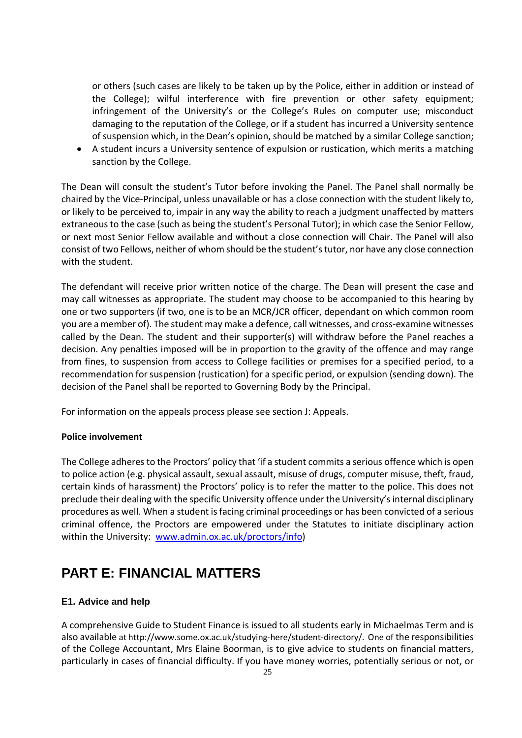or others (such cases are likely to be taken up by the Police, either in addition or instead of the College); wilful interference with fire prevention or other safety equipment; infringement of the University's or the College's Rules on computer use; misconduct damaging to the reputation of the College, or if a student has incurred a University sentence of suspension which, in the Dean's opinion, should be matched by a similar College sanction;

- A student incurs a University sentence of expulsion or rustication, which merits a matching sanction by the College.

The Dean will consult the student's Tutor before invoking the Panel. The Panel shall normally be chaired by the Vice-Principal, unless unavailable or has a close connection with the student likely to, or likely to be perceived to, impair in any way the ability to reach a judgment unaffected by matters extraneous to the case (such as being the student's Personal Tutor); in which case the Senior Fellow, or next most Senior Fellow available and without a close connection will Chair. The Panel will also consist of two Fellows, neither of whom should be the student's tutor, nor have any close connection with the student.

The defendant will receive prior written notice of the charge. The Dean will present the case and may call witnesses as appropriate. The student may choose to be accompanied to this hearing by one or two supporters (if two, one is to be an MCR/JCR officer, dependant on which common room you are a member of). The student may make a defence, call witnesses, and cross-examine witnesses called by the Dean. The student and their supporter(s) will withdraw before the Panel reaches a decision. Any penalties imposed will be in proportion to the gravity of the offence and may range from fines, to suspension from access to College facilities or premises for a specified period, to a recommendation for suspension (rustication) for a specific period, or expulsion (sending down). The decision of the Panel shall be reported to Governing Body by the Principal.

For information on the appeals process please see section J: Appeals.

**Police involvement**

The College adheres to the Proctors' policy that 'if a student commits a serious offence which is open to police action (e.g. physical assault, sexual assault, misuse of drugs, computer misuse, theft, fraud, certain kinds of harassment) the Proctors' policy is to refer the matter to the police. This does not preclude their dealing with the specific University offence under the University's internal disciplinary procedures as well. When a student is facing criminal proceedings or has been convicted of a serious criminal offence, the Proctors are empowered under the Statutes to initiate disciplinary action within the University: [www.admin.ox.ac.uk/proctors/info](www.admin.ox.ac.uk/proctors/info))

# PART E: FINANCIAL MATTERS

### E1. Advice and help

A comprehensive Guide to Student Finance is issued to all students early in Michaelmas Term and is also available at http://www.some.ox.ac.uk/studying-here/student-directory/. One of the responsibilities of the College Accountant, Mrs Elaine Boorman, is to give advice to students on financial matters, particularly in cases of financial difficulty. If you have money worries, potentially serious or not, or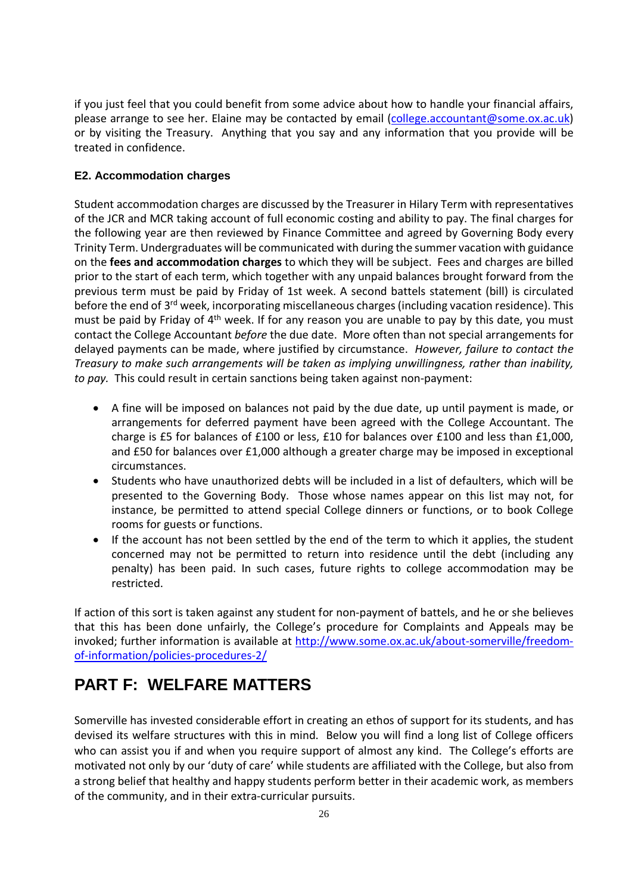if you just feel that you could benefit from some advice about how to handle your financial affairs, please arrange to see her. Elaine may be contacted by email (college.accountant@some.ox.ac.uk) or by visiting the Treasury. Anything that you say and any information that you provide will be treated in confidence.

### E2. Accommodation charges

Student accommodation charges are discussed by the Treasurer in Hilary Term with representatives of the JCR and MCR taking account of full economic costing and ability to pay. The final charges for the following year are then reviewed by Finance Committee and agreed by Governing Body every Trinity Term. Undergraduates will be communicated with during the summer vacation with guidance on the **fees and accommodation charges** to which they will be subject. Fees and charges are billed prior to the start of each term, which together with any unpaid balances brought forward from the previous term must be paid by Friday of 1st week. A second battels statement (bill) is circulated before the end of 3rd week, incorporating miscellaneous charges (including vacation residence). This must be paid by Friday of 4th week. If for any reason you are unable to pay by this date, you must contact the College Accountant *before* the due date. More often than not special arrangements for delayed payments can be made, where justified by circumstance. *However, failure to contact the Treasury to make such arrangements will be taken as implying unwillingness, rather than inability, to pay.* This could result in certain sanctions being taken against non-payment:

- A fine will be imposed on balances not paid by the due date, up until payment is made, or arrangements for deferred payment have been agreed with the College Accountant. The charge is £5 for balances of £100 or less, £10 for balances over £100 and less than £1,000, and £50 for balances over £1,000 although a greater charge may be imposed in exceptional circumstances.
- Students who have unauthorized debts will be included in a list of defaulters, which will be presented to the Governing Body. Those whose names appear on this list may not, for instance, be permitted to attend special College dinners or functions, or to book College rooms for guests or functions.
- If the account has not been settled by the end of the term to which it applies, the student concerned may not be permitted to return into residence until the debt (including any penalty) has been paid. In such cases, future rights to college accommodation may be restricted.

If action of this sort is taken against any student for non-payment of battels, and he or she believes that this has been done unfairly, the College's procedure for Complaints and Appeals may be invoked; further information is available at http://www.some.ox.ac.uk/about-somerville/freedom-of-information/policies-procedures-2/

## PART F: WELFARE MATTERS

Somerville has invested considerable effort in creating an ethos of support for its students, and has devised its welfare structures with this in mind. Below you will find a long list of College officers who can assist you if and when you require support of almost any kind. The College's efforts are motivated not only by our 'duty of care' while students are affiliated with the College, but also from a strong belief that healthy and happy students perform better in their academic work, as members of the community, and in their extra-curricular pursuits.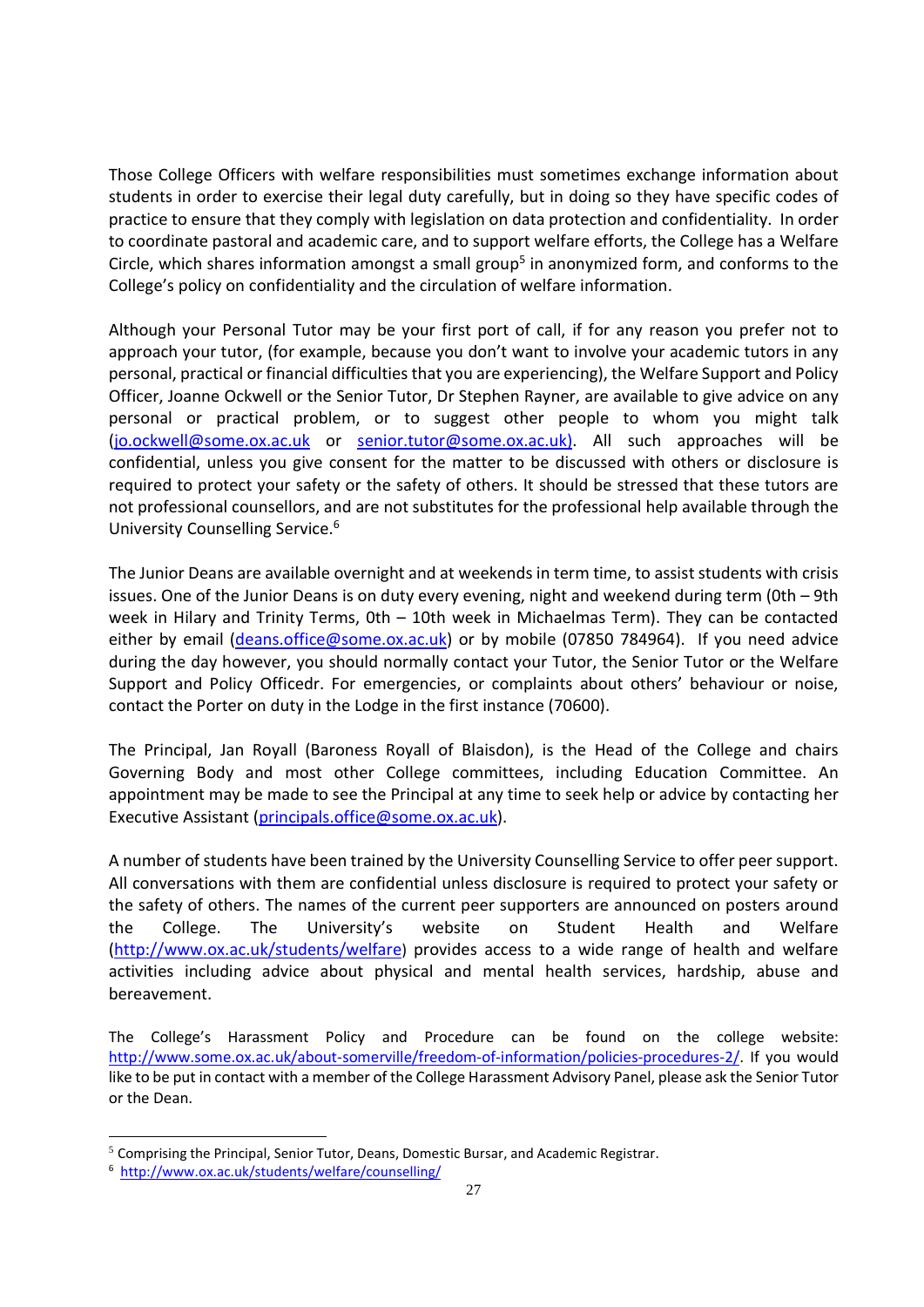Those College Officers with welfare responsibilities must sometimes exchange information about students in order to exercise their legal duty carefully, but in doing so they have specific codes of practice to ensure that they comply with legislation on data protection and confidentiality. In order to coordinate pastoral and academic care, and to support welfare efforts, the College has a Welfare Circle, which shares information amongst a small group[5] in anonymized form, and conforms to the College's policy on confidentiality and the circulation of welfare information.

Although your Personal Tutor may be your first port of call, if for any reason you prefer not to approach your tutor, (for example, because you don't want to involve your academic tutors in any personal, practical or financial difficulties that you are experiencing), the Welfare Support and Policy Officer, Joanne Ockwell or the Senior Tutor, Dr Stephen Rayner, are available to give advice on any personal or practical problem, or to suggest other people to whom you might talk (jo.ockwell@some.ox.ac.uk or senior.tutor@some.ox.ac.uk). All such approaches will be confidential, unless you give consent for the matter to be discussed with others or disclosure is required to protect your safety or the safety of others. It should be stressed that these tutors are not professional counsellors, and are not substitutes for the professional help available through the University Counselling Service.[6]

The Junior Deans are available overnight and at weekends in term time, to assist students with crisis issues. One of the Junior Deans is on duty every evening, night and weekend during term (0th – 9th week in Hilary and Trinity Terms, 0th – 10th week in Michaelmas Term). They can be contacted either by email (deans.office@some.ox.ac.uk) or by mobile (07850 784964). If you need advice during the day however, you should normally contact your Tutor, the Senior Tutor or the Welfare Support and Policy Officedr. For emergencies, or complaints about others' behaviour or noise, contact the Porter on duty in the Lodge in the first instance (70600).

The Principal, Jan Royall (Baroness Royall of Blaisdon), is the Head of the College and chairs Governing Body and most other College committees, including Education Committee. An appointment may be made to see the Principal at any time to seek help or advice by contacting her Executive Assistant (principals.office@some.ox.ac.uk).

A number of students have been trained by the University Counselling Service to offer peer support. All conversations with them are confidential unless disclosure is required to protect your safety or the safety of others. The names of the current peer supporters are announced on posters around the College. The University's website on Student Health and Welfare (http://www.ox.ac.uk/students/welfare) provides access to a wide range of health and welfare activities including advice about physical and mental health services, hardship, abuse and bereavement.

The College's Harassment Policy and Procedure can be found on the college website: http://www.some.ox.ac.uk/about-somerville/freedom-of-information/policies-procedures-2/. If you would like to be put in contact with a member of the College Harassment Advisory Panel, please ask the Senior Tutor or the Dean.

---

[5] Comprising the Principal, Senior Tutor, Deans, Domestic Bursar, and Academic Registrar.

[6] http://www.ox.ac.uk/students/welfare/counselling/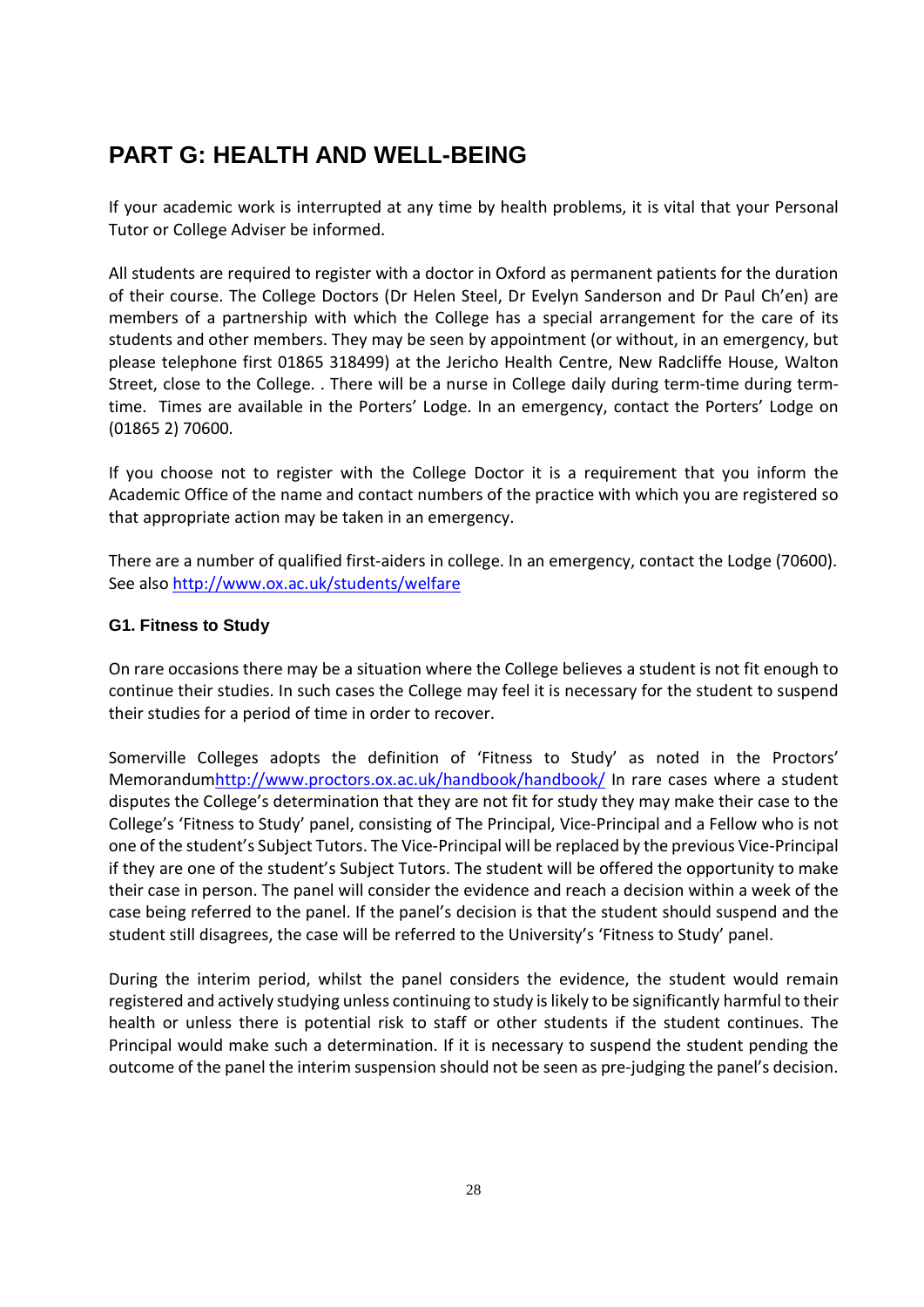# PART G: HEALTH AND WELL-BEING

If your academic work is interrupted at any time by health problems, it is vital that your Personal Tutor or College Adviser be informed.

All students are required to register with a doctor in Oxford as permanent patients for the duration of their course. The College Doctors (Dr Helen Steel, Dr Evelyn Sanderson and Dr Paul Ch'en) are members of a partnership with which the College has a special arrangement for the care of its students and other members. They may be seen by appointment (or without, in an emergency, but please telephone first 01865 318499) at the Jericho Health Centre, New Radcliffe House, Walton Street, close to the College. . There will be a nurse in College daily during term-time during term-time. Times are available in the Porters' Lodge. In an emergency, contact the Porters' Lodge on (01865 2) 70600.

If you choose not to register with the College Doctor it is a requirement that you inform the Academic Office of the name and contact numbers of the practice with which you are registered so that appropriate action may be taken in an emergency.

There are a number of qualified first-aiders in college. In an emergency, contact the Lodge (70600). See also http://www.ox.ac.uk/students/welfare

### G1. Fitness to Study

On rare occasions there may be a situation where the College believes a student is not fit enough to continue their studies. In such cases the College may feel it is necessary for the student to suspend their studies for a period of time in order to recover.

Somerville Colleges adopts the definition of 'Fitness to Study' as noted in the Proctors' Memorandumhttp://www.proctors.ox.ac.uk/handbook/handbook/ In rare cases where a student disputes the College's determination that they are not fit for study they may make their case to the College's 'Fitness to Study' panel, consisting of The Principal, Vice-Principal and a Fellow who is not one of the student's Subject Tutors. The Vice-Principal will be replaced by the previous Vice-Principal if they are one of the student's Subject Tutors. The student will be offered the opportunity to make their case in person. The panel will consider the evidence and reach a decision within a week of the case being referred to the panel. If the panel's decision is that the student should suspend and the student still disagrees, the case will be referred to the University's 'Fitness to Study' panel.

During the interim period, whilst the panel considers the evidence, the student would remain registered and actively studying unless continuing to study is likely to be significantly harmful to their health or unless there is potential risk to staff or other students if the student continues. The Principal would make such a determination. If it is necessary to suspend the student pending the outcome of the panel the interim suspension should not be seen as pre-judging the panel's decision.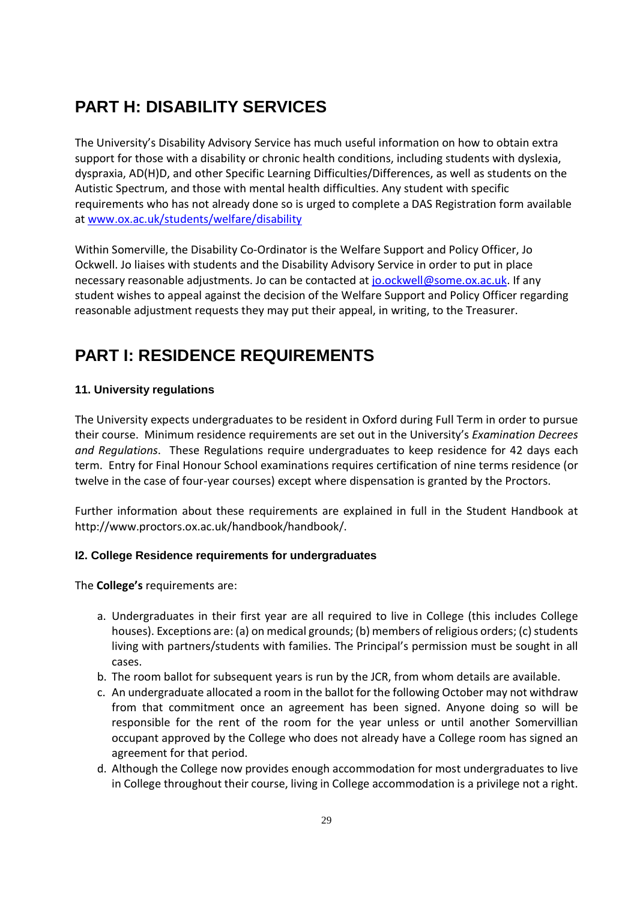# PART H: DISABILITY SERVICES

The University's Disability Advisory Service has much useful information on how to obtain extra support for those with a disability or chronic health conditions, including students with dyslexia, dyspraxia, AD(H)D, and other Specific Learning Difficulties/Differences, as well as students on the Autistic Spectrum, and those with mental health difficulties. Any student with specific requirements who has not already done so is urged to complete a DAS Registration form available at [www.ox.ac.uk/students/welfare/disability](www.ox.ac.uk/students/welfare/disability)

Within Somerville, the Disability Co-Ordinator is the Welfare Support and Policy Officer, Jo Ockwell. Jo liaises with students and the Disability Advisory Service in order to put in place necessary reasonable adjustments. Jo can be contacted at [jo.ockwell@some.ox.ac.uk](mailto:jo.ockwell@some.ox.ac.uk). If any student wishes to appeal against the decision of the Welfare Support and Policy Officer regarding reasonable adjustment requests they may put their appeal, in writing, to the Treasurer.

# PART I: RESIDENCE REQUIREMENTS

### 11. University regulations

The University expects undergraduates to be resident in Oxford during Full Term in order to pursue their course. Minimum residence requirements are set out in the University's *Examination Decrees and Regulations*. These Regulations require undergraduates to keep residence for 42 days each term. Entry for Final Honour School examinations requires certification of nine terms residence (or twelve in the case of four-year courses) except where dispensation is granted by the Proctors.

Further information about these requirements are explained in full in the Student Handbook at http://www.proctors.ox.ac.uk/handbook/handbook/.

### I2. College Residence requirements for undergraduates

The **College's** requirements are:

a. Undergraduates in their first year are all required to live in College (this includes College houses). Exceptions are: (a) on medical grounds; (b) members of religious orders; (c) students living with partners/students with families. The Principal's permission must be sought in all cases.
b. The room ballot for subsequent years is run by the JCR, from whom details are available.
c. An undergraduate allocated a room in the ballot for the following October may not withdraw from that commitment once an agreement has been signed. Anyone doing so will be responsible for the rent of the room for the year unless or until another Somervillian occupant approved by the College who does not already have a College room has signed an agreement for that period.
d. Although the College now provides enough accommodation for most undergraduates to live in College throughout their course, living in College accommodation is a privilege not a right.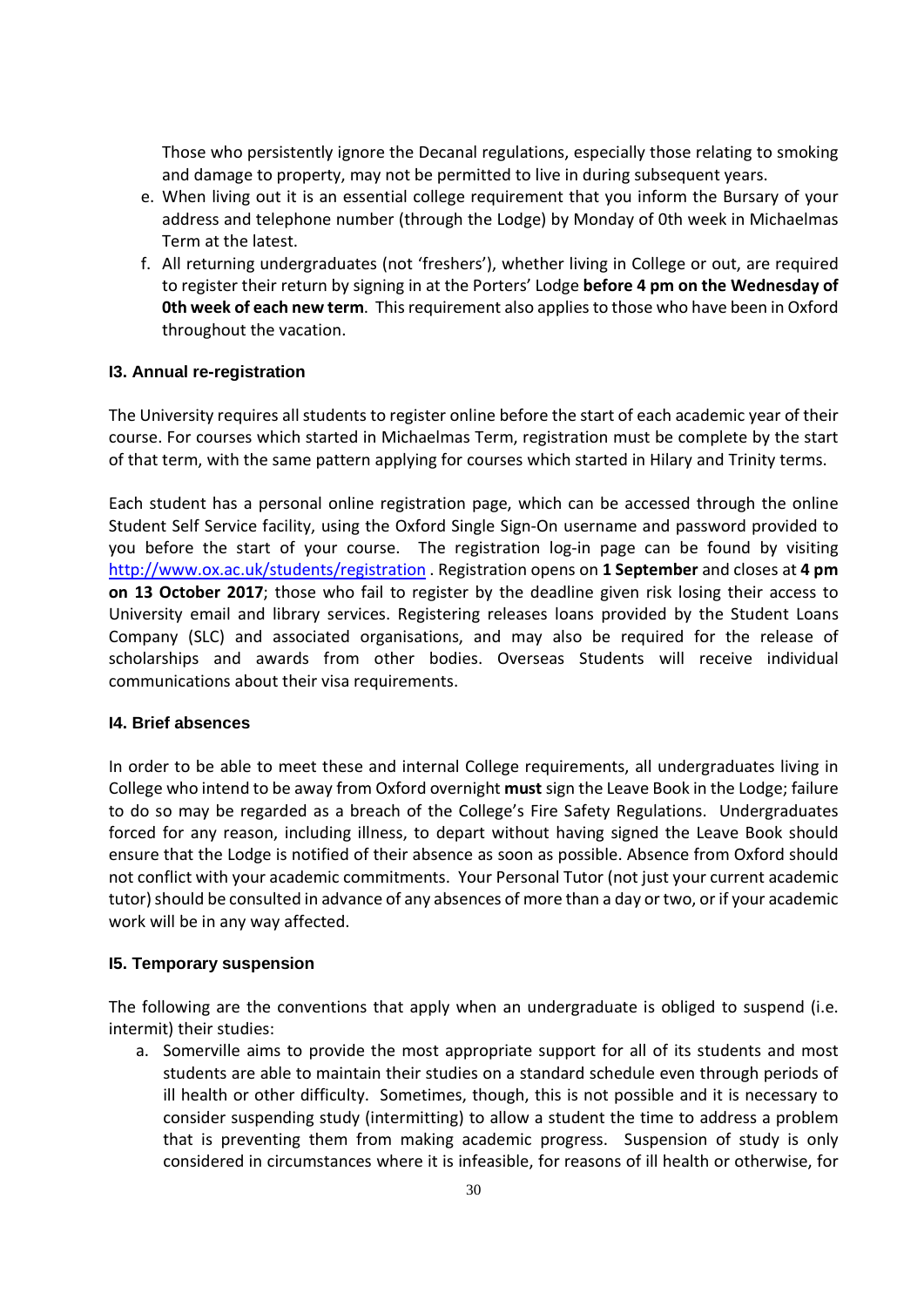Those who persistently ignore the Decanal regulations, especially those relating to smoking and damage to property, may not be permitted to live in during subsequent years.

e. When living out it is an essential college requirement that you inform the Bursary of your address and telephone number (through the Lodge) by Monday of 0th week in Michaelmas Term at the latest.
f. All returning undergraduates (not 'freshers'), whether living in College or out, are required to register their return by signing in at the Porters' Lodge **before 4 pm on the Wednesday of 0th week of each new term**. This requirement also applies to those who have been in Oxford throughout the vacation.

### I3. Annual re-registration

The University requires all students to register online before the start of each academic year of their course. For courses which started in Michaelmas Term, registration must be complete by the start of that term, with the same pattern applying for courses which started in Hilary and Trinity terms.

Each student has a personal online registration page, which can be accessed through the online Student Self Service facility, using the Oxford Single Sign-On username and password provided to you before the start of your course. The registration log-in page can be found by visiting http://www.ox.ac.uk/students/registration . Registration opens on **1 September** and closes at **4 pm on 13 October 2017**; those who fail to register by the deadline given risk losing their access to University email and library services. Registering releases loans provided by the Student Loans Company (SLC) and associated organisations, and may also be required for the release of scholarships and awards from other bodies. Overseas Students will receive individual communications about their visa requirements.

### I4. Brief absences

In order to be able to meet these and internal College requirements, all undergraduates living in College who intend to be away from Oxford overnight **must** sign the Leave Book in the Lodge; failure to do so may be regarded as a breach of the College's Fire Safety Regulations. Undergraduates forced for any reason, including illness, to depart without having signed the Leave Book should ensure that the Lodge is notified of their absence as soon as possible. Absence from Oxford should not conflict with your academic commitments. Your Personal Tutor (not just your current academic tutor) should be consulted in advance of any absences of more than a day or two, or if your academic work will be in any way affected.

### I5. Temporary suspension

The following are the conventions that apply when an undergraduate is obliged to suspend (i.e. intermit) their studies:

a. Somerville aims to provide the most appropriate support for all of its students and most students are able to maintain their studies on a standard schedule even through periods of ill health or other difficulty. Sometimes, though, this is not possible and it is necessary to consider suspending study (intermitting) to allow a student the time to address a problem that is preventing them from making academic progress. Suspension of study is only considered in circumstances where it is infeasible, for reasons of ill health or otherwise, for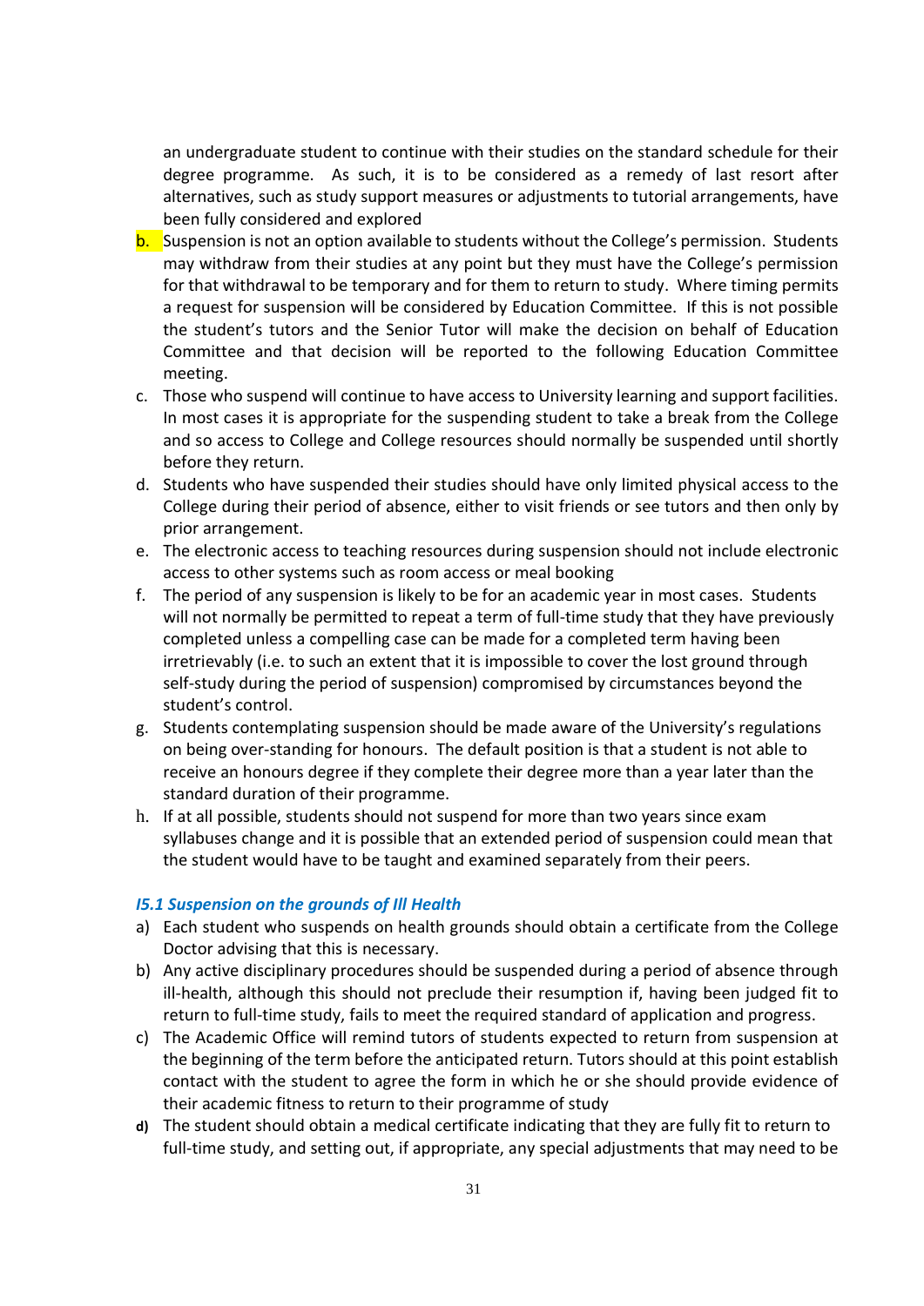an undergraduate student to continue with their studies on the standard schedule for their degree programme. As such, it is to be considered as a remedy of last resort after alternatives, such as study support measures or adjustments to tutorial arrangements, have been fully considered and explored

b. Suspension is not an option available to students without the College's permission. Students may withdraw from their studies at any point but they must have the College's permission for that withdrawal to be temporary and for them to return to study. Where timing permits a request for suspension will be considered by Education Committee. If this is not possible the student's tutors and the Senior Tutor will make the decision on behalf of Education Committee and that decision will be reported to the following Education Committee meeting.
c. Those who suspend will continue to have access to University learning and support facilities. In most cases it is appropriate for the suspending student to take a break from the College and so access to College and College resources should normally be suspended until shortly before they return.
d. Students who have suspended their studies should have only limited physical access to the College during their period of absence, either to visit friends or see tutors and then only by prior arrangement.
e. The electronic access to teaching resources during suspension should not include electronic access to other systems such as room access or meal booking
f. The period of any suspension is likely to be for an academic year in most cases. Students will not normally be permitted to repeat a term of full-time study that they have previously completed unless a compelling case can be made for a completed term having been irretrievably (i.e. to such an extent that it is impossible to cover the lost ground through self-study during the period of suspension) compromised by circumstances beyond the student's control.
g. Students contemplating suspension should be made aware of the University's regulations on being over-standing for honours. The default position is that a student is not able to receive an honours degree if they complete their degree more than a year later than the standard duration of their programme.
h. If at all possible, students should not suspend for more than two years since exam syllabuses change and it is possible that an extended period of suspension could mean that the student would have to be taught and examined separately from their peers.

### *I5.1 Suspension on the grounds of Ill Health*

a) Each student who suspends on health grounds should obtain a certificate from the College Doctor advising that this is necessary.
b) Any active disciplinary procedures should be suspended during a period of absence through ill-health, although this should not preclude their resumption if, having been judged fit to return to full-time study, fails to meet the required standard of application and progress.
c) The Academic Office will remind tutors of students expected to return from suspension at the beginning of the term before the anticipated return. Tutors should at this point establish contact with the student to agree the form in which he or she should provide evidence of their academic fitness to return to their programme of study
d) The student should obtain a medical certificate indicating that they are fully fit to return to full-time study, and setting out, if appropriate, any special adjustments that may need to be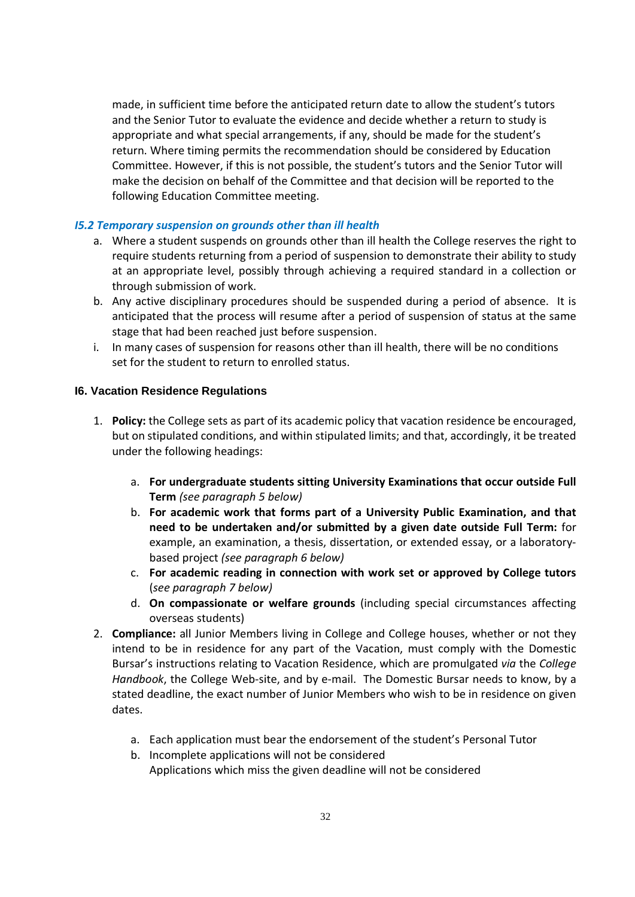made, in sufficient time before the anticipated return date to allow the student's tutors and the Senior Tutor to evaluate the evidence and decide whether a return to study is appropriate and what special arrangements, if any, should be made for the student's return. Where timing permits the recommendation should be considered by Education Committee. However, if this is not possible, the student's tutors and the Senior Tutor will make the decision on behalf of the Committee and that decision will be reported to the following Education Committee meeting.

### *I5.2 Temporary suspension on grounds other than ill health*

a. Where a student suspends on grounds other than ill health the College reserves the right to require students returning from a period of suspension to demonstrate their ability to study at an appropriate level, possibly through achieving a required standard in a collection or through submission of work.
b. Any active disciplinary procedures should be suspended during a period of absence. It is anticipated that the process will resume after a period of suspension of status at the same stage that had been reached just before suspension.
i. In many cases of suspension for reasons other than ill health, there will be no conditions set for the student to return to enrolled status.

## I6. Vacation Residence Regulations

1. **Policy:** the College sets as part of its academic policy that vacation residence be encouraged, but on stipulated conditions, and within stipulated limits; and that, accordingly, it be treated under the following headings:

   a. **For undergraduate students sitting University Examinations that occur outside Full Term** *(see paragraph 5 below)*
   b. **For academic work that forms part of a University Public Examination, and that need to be undertaken and/or submitted by a given date outside Full Term:** for example, an examination, a thesis, dissertation, or extended essay, or a laboratory-based project *(see paragraph 6 below)*
   c. **For academic reading in connection with work set or approved by College tutors** (*see paragraph 7 below)*
   d. **On compassionate or welfare grounds** (including special circumstances affecting overseas students)

2. **Compliance:** all Junior Members living in College and College houses, whether or not they intend to be in residence for any part of the Vacation, must comply with the Domestic Bursar's instructions relating to Vacation Residence, which are promulgated *via* the *College Handbook*, the College Web-site, and by e-mail. The Domestic Bursar needs to know, by a stated deadline, the exact number of Junior Members who wish to be in residence on given dates.

   a. Each application must bear the endorsement of the student's Personal Tutor
   b. Incomplete applications will not be considered
      Applications which miss the given deadline will not be considered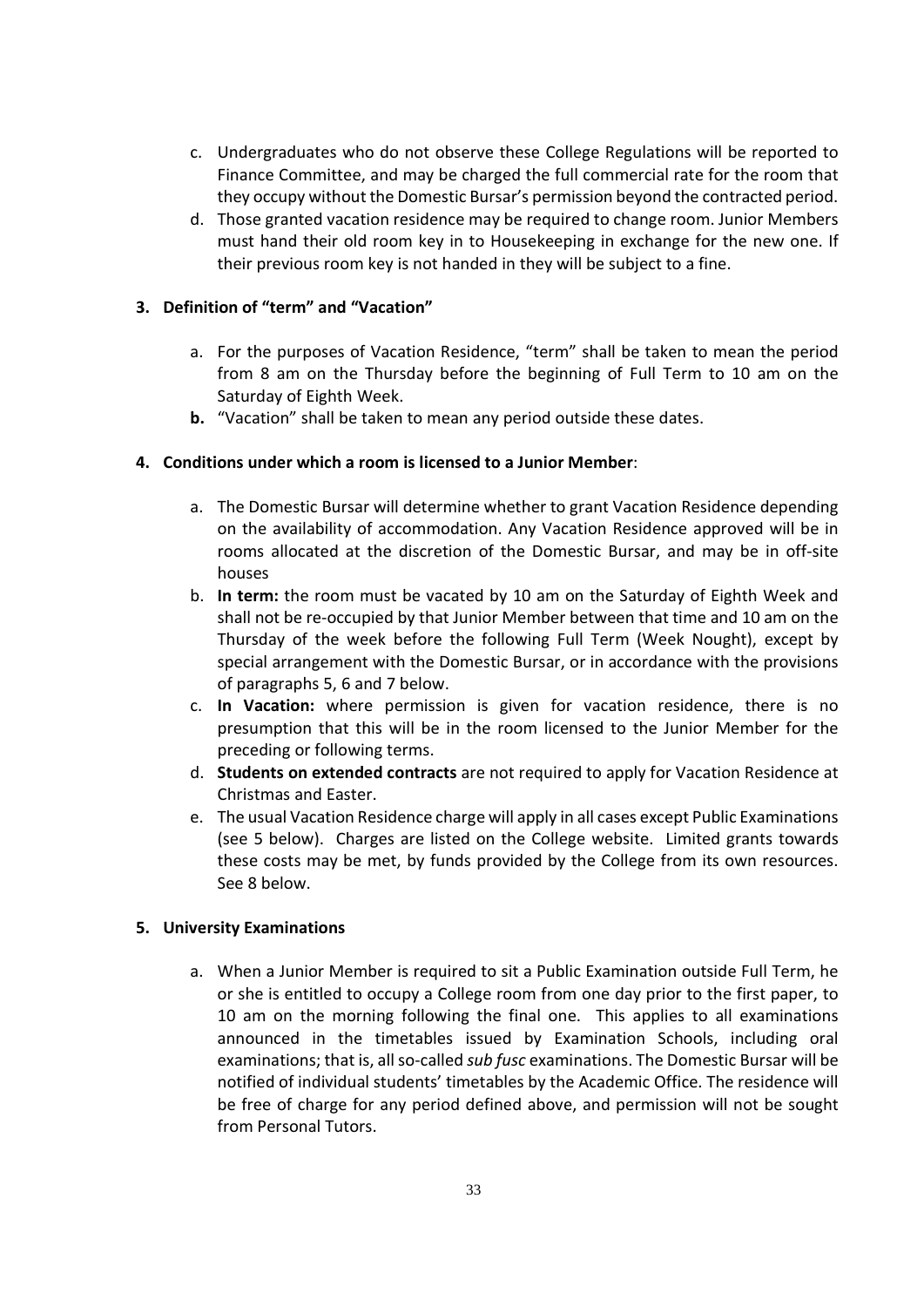c. Undergraduates who do not observe these College Regulations will be reported to Finance Committee, and may be charged the full commercial rate for the room that they occupy without the Domestic Bursar's permission beyond the contracted period.

d. Those granted vacation residence may be required to change room. Junior Members must hand their old room key in to Housekeeping in exchange for the new one. If their previous room key is not handed in they will be subject to a fine.

**3. Definition of "term" and "Vacation"**

a. For the purposes of Vacation Residence, "term" shall be taken to mean the period from 8 am on the Thursday before the beginning of Full Term to 10 am on the Saturday of Eighth Week.

**b.** "Vacation" shall be taken to mean any period outside these dates.

**4. Conditions under which a room is licensed to a Junior Member**:

a. The Domestic Bursar will determine whether to grant Vacation Residence depending on the availability of accommodation. Any Vacation Residence approved will be in rooms allocated at the discretion of the Domestic Bursar, and may be in off-site houses

b. **In term:** the room must be vacated by 10 am on the Saturday of Eighth Week and shall not be re-occupied by that Junior Member between that time and 10 am on the Thursday of the week before the following Full Term (Week Nought), except by special arrangement with the Domestic Bursar, or in accordance with the provisions of paragraphs 5, 6 and 7 below.

c. **In Vacation:** where permission is given for vacation residence, there is no presumption that this will be in the room licensed to the Junior Member for the preceding or following terms.

d. **Students on extended contracts** are not required to apply for Vacation Residence at Christmas and Easter.

e. The usual Vacation Residence charge will apply in all cases except Public Examinations (see 5 below). Charges are listed on the College website. Limited grants towards these costs may be met, by funds provided by the College from its own resources. See 8 below.

**5. University Examinations**

a. When a Junior Member is required to sit a Public Examination outside Full Term, he or she is entitled to occupy a College room from one day prior to the first paper, to 10 am on the morning following the final one. This applies to all examinations announced in the timetables issued by Examination Schools, including oral examinations; that is, all so-called *sub fusc* examinations. The Domestic Bursar will be notified of individual students' timetables by the Academic Office. The residence will be free of charge for any period defined above, and permission will not be sought from Personal Tutors.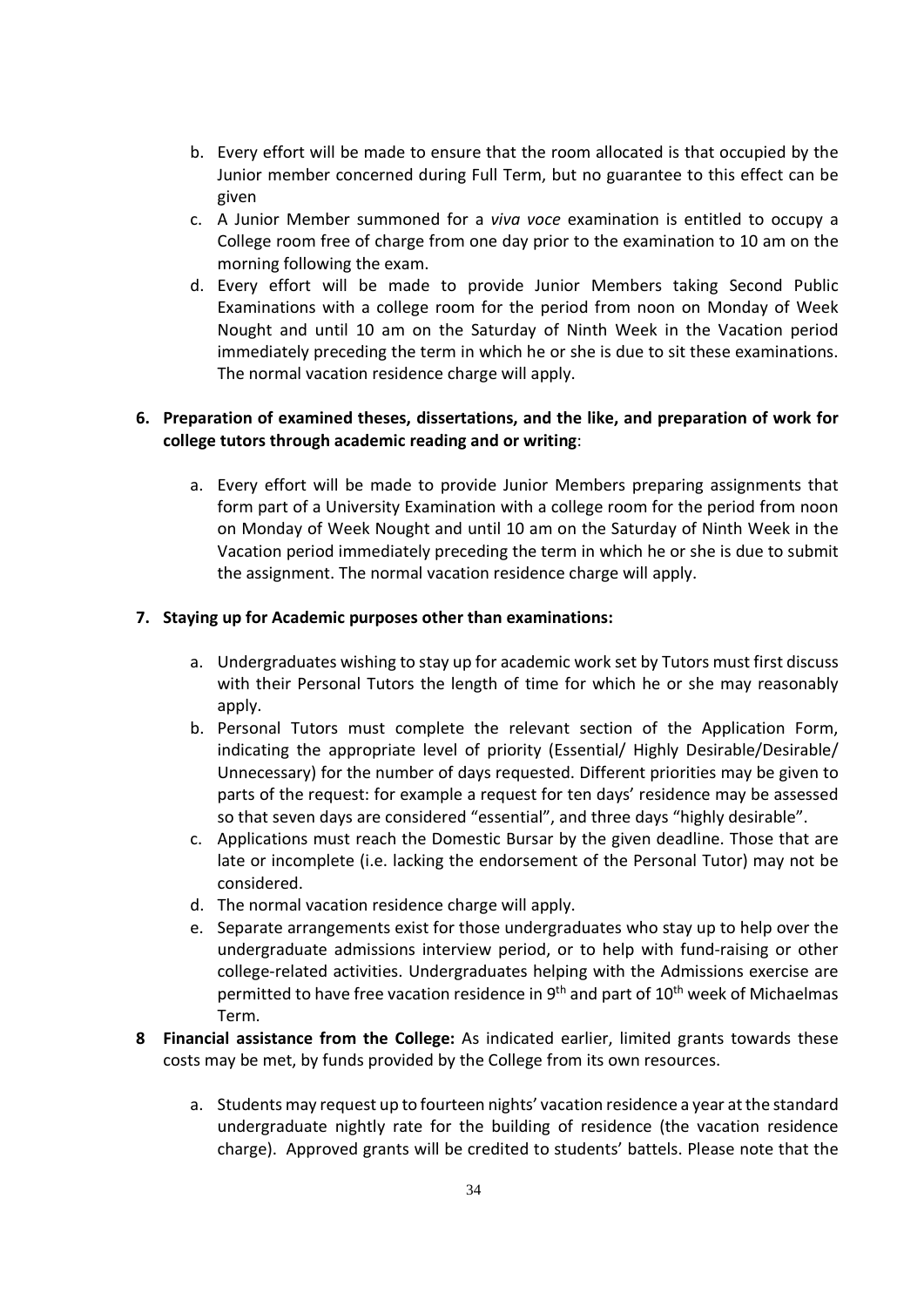b. Every effort will be made to ensure that the room allocated is that occupied by the Junior member concerned during Full Term, but no guarantee to this effect can be given
c. A Junior Member summoned for a *viva voce* examination is entitled to occupy a College room free of charge from one day prior to the examination to 10 am on the morning following the exam.
d. Every effort will be made to provide Junior Members taking Second Public Examinations with a college room for the period from noon on Monday of Week Nought and until 10 am on the Saturday of Ninth Week in the Vacation period immediately preceding the term in which he or she is due to sit these examinations. The normal vacation residence charge will apply.

**6. Preparation of examined theses, dissertations, and the like, and preparation of work for college tutors through academic reading and or writing**:

a. Every effort will be made to provide Junior Members preparing assignments that form part of a University Examination with a college room for the period from noon on Monday of Week Nought and until 10 am on the Saturday of Ninth Week in the Vacation period immediately preceding the term in which he or she is due to submit the assignment. The normal vacation residence charge will apply.

**7. Staying up for Academic purposes other than examinations:**

a. Undergraduates wishing to stay up for academic work set by Tutors must first discuss with their Personal Tutors the length of time for which he or she may reasonably apply.
b. Personal Tutors must complete the relevant section of the Application Form, indicating the appropriate level of priority (Essential/ Highly Desirable/Desirable/ Unnecessary) for the number of days requested. Different priorities may be given to parts of the request: for example a request for ten days' residence may be assessed so that seven days are considered "essential", and three days "highly desirable".
c. Applications must reach the Domestic Bursar by the given deadline. Those that are late or incomplete (i.e. lacking the endorsement of the Personal Tutor) may not be considered.
d. The normal vacation residence charge will apply.
e. Separate arrangements exist for those undergraduates who stay up to help over the undergraduate admissions interview period, or to help with fund-raising or other college-related activities. Undergraduates helping with the Admissions exercise are permitted to have free vacation residence in 9th and part of 10th week of Michaelmas Term.

**8 Financial assistance from the College:** As indicated earlier, limited grants towards these costs may be met, by funds provided by the College from its own resources.

a. Students may request up to fourteen nights' vacation residence a year at the standard undergraduate nightly rate for the building of residence (the vacation residence charge). Approved grants will be credited to students' battels. Please note that the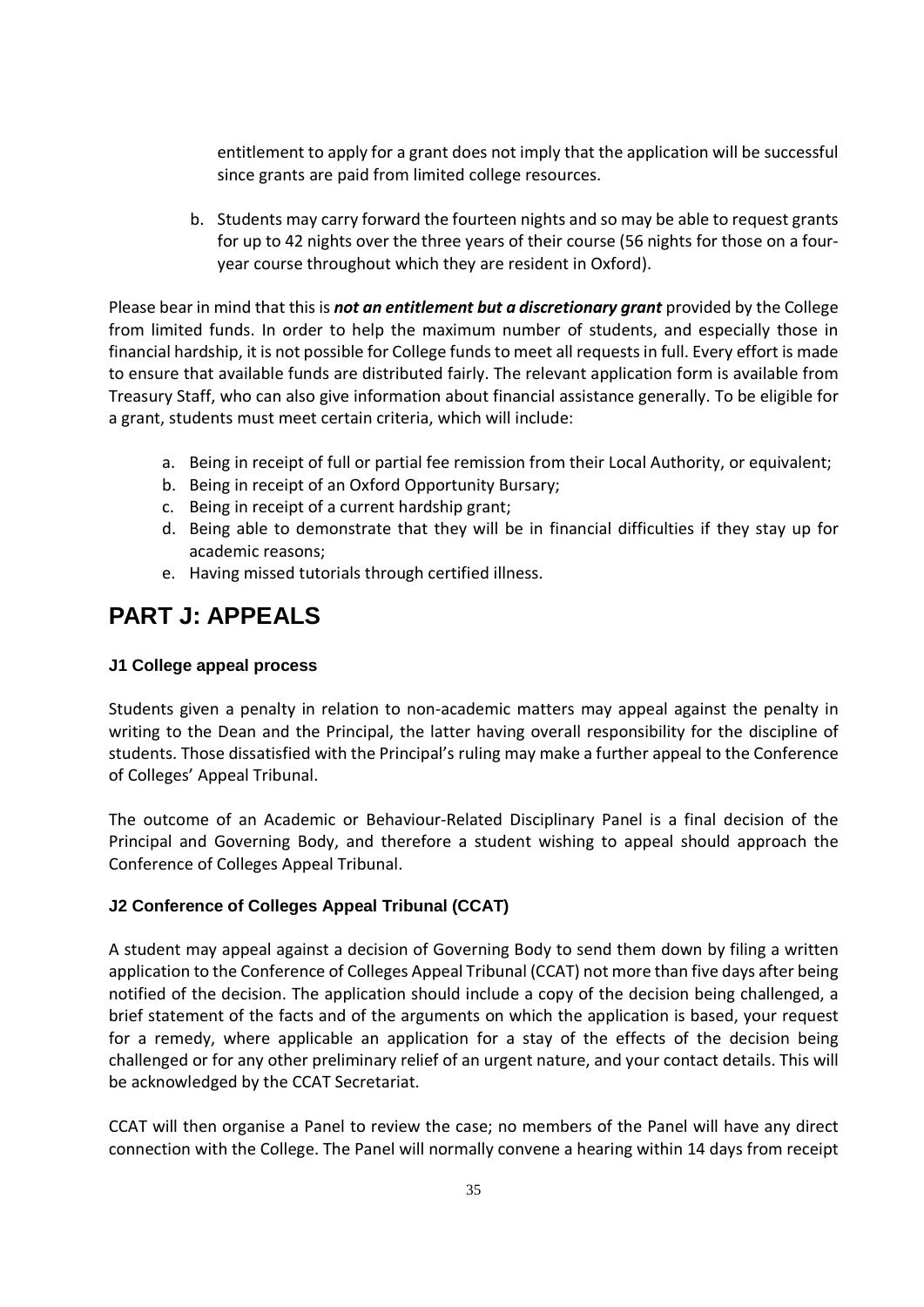entitlement to apply for a grant does not imply that the application will be successful since grants are paid from limited college resources.

b. Students may carry forward the fourteen nights and so may be able to request grants for up to 42 nights over the three years of their course (56 nights for those on a four-year course throughout which they are resident in Oxford).

Please bear in mind that this is ***not an entitlement but a discretionary grant*** provided by the College from limited funds. In order to help the maximum number of students, and especially those in financial hardship, it is not possible for College funds to meet all requests in full. Every effort is made to ensure that available funds are distributed fairly. The relevant application form is available from Treasury Staff, who can also give information about financial assistance generally. To be eligible for a grant, students must meet certain criteria, which will include:

a. Being in receipt of full or partial fee remission from their Local Authority, or equivalent;
b. Being in receipt of an Oxford Opportunity Bursary;
c. Being in receipt of a current hardship grant;
d. Being able to demonstrate that they will be in financial difficulties if they stay up for academic reasons;
e. Having missed tutorials through certified illness.

# PART J: APPEALS

### J1 College appeal process

Students given a penalty in relation to non-academic matters may appeal against the penalty in writing to the Dean and the Principal, the latter having overall responsibility for the discipline of students. Those dissatisfied with the Principal's ruling may make a further appeal to the Conference of Colleges' Appeal Tribunal.

The outcome of an Academic or Behaviour-Related Disciplinary Panel is a final decision of the Principal and Governing Body, and therefore a student wishing to appeal should approach the Conference of Colleges Appeal Tribunal.

### J2 Conference of Colleges Appeal Tribunal (CCAT)

A student may appeal against a decision of Governing Body to send them down by filing a written application to the Conference of Colleges Appeal Tribunal (CCAT) not more than five days after being notified of the decision. The application should include a copy of the decision being challenged, a brief statement of the facts and of the arguments on which the application is based, your request for a remedy, where applicable an application for a stay of the effects of the decision being challenged or for any other preliminary relief of an urgent nature, and your contact details. This will be acknowledged by the CCAT Secretariat.

CCAT will then organise a Panel to review the case; no members of the Panel will have any direct connection with the College. The Panel will normally convene a hearing within 14 days from receipt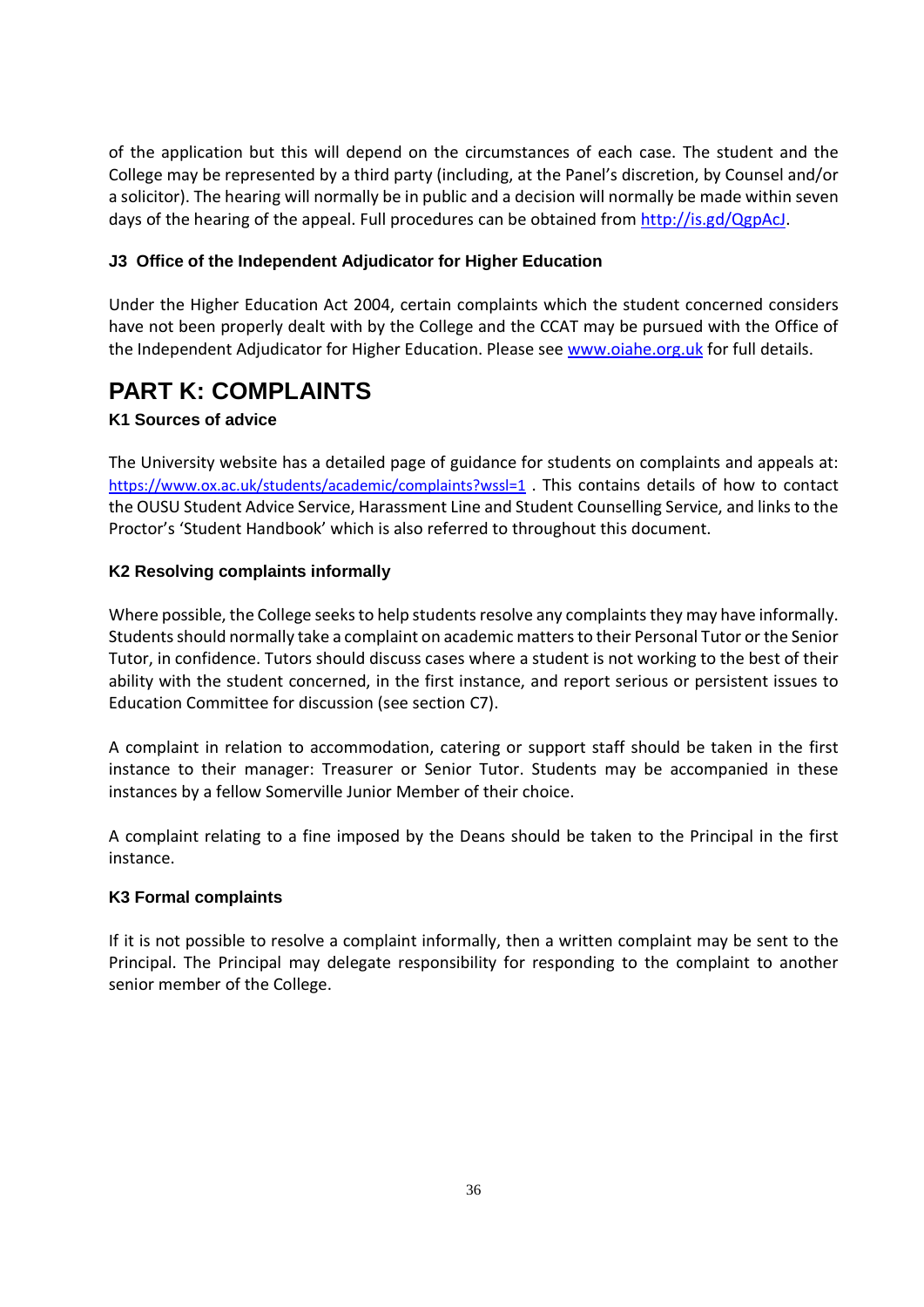of the application but this will depend on the circumstances of each case. The student and the College may be represented by a third party (including, at the Panel's discretion, by Counsel and/or a solicitor). The hearing will normally be in public and a decision will normally be made within seven days of the hearing of the appeal. Full procedures can be obtained from http://is.gd/QgpAcJ.

### J3 Office of the Independent Adjudicator for Higher Education

Under the Higher Education Act 2004, certain complaints which the student concerned considers have not been properly dealt with by the College and the CCAT may be pursued with the Office of the Independent Adjudicator for Higher Education. Please see www.oiahe.org.uk for full details.

## PART K: COMPLAINTS

### K1 Sources of advice

The University website has a detailed page of guidance for students on complaints and appeals at: https://www.ox.ac.uk/students/academic/complaints?wssl=1 . This contains details of how to contact the OUSU Student Advice Service, Harassment Line and Student Counselling Service, and links to the Proctor's 'Student Handbook' which is also referred to throughout this document.

### K2 Resolving complaints informally

Where possible, the College seeks to help students resolve any complaints they may have informally. Students should normally take a complaint on academic matters to their Personal Tutor or the Senior Tutor, in confidence. Tutors should discuss cases where a student is not working to the best of their ability with the student concerned, in the first instance, and report serious or persistent issues to Education Committee for discussion (see section C7).

A complaint in relation to accommodation, catering or support staff should be taken in the first instance to their manager: Treasurer or Senior Tutor. Students may be accompanied in these instances by a fellow Somerville Junior Member of their choice.

A complaint relating to a fine imposed by the Deans should be taken to the Principal in the first instance.

### K3 Formal complaints

If it is not possible to resolve a complaint informally, then a written complaint may be sent to the Principal. The Principal may delegate responsibility for responding to the complaint to another senior member of the College.